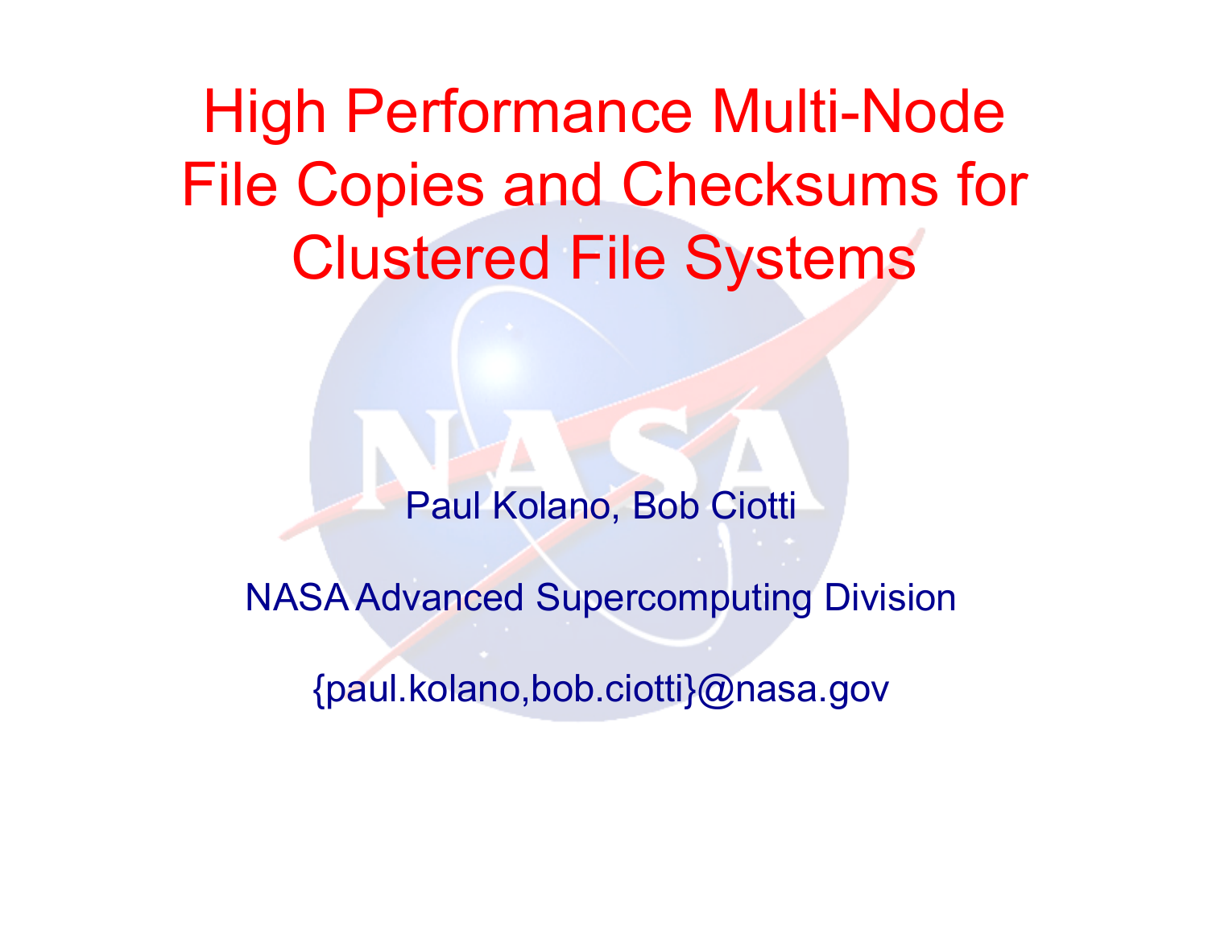# High Performance Multi-Node File Copies and Checksums for Clustered File Systems

Paul Kolano, Bob Ciotti

NASA Advanced Supercomputing Division

{paul.kolano,bob.ciotti}@nasa.gov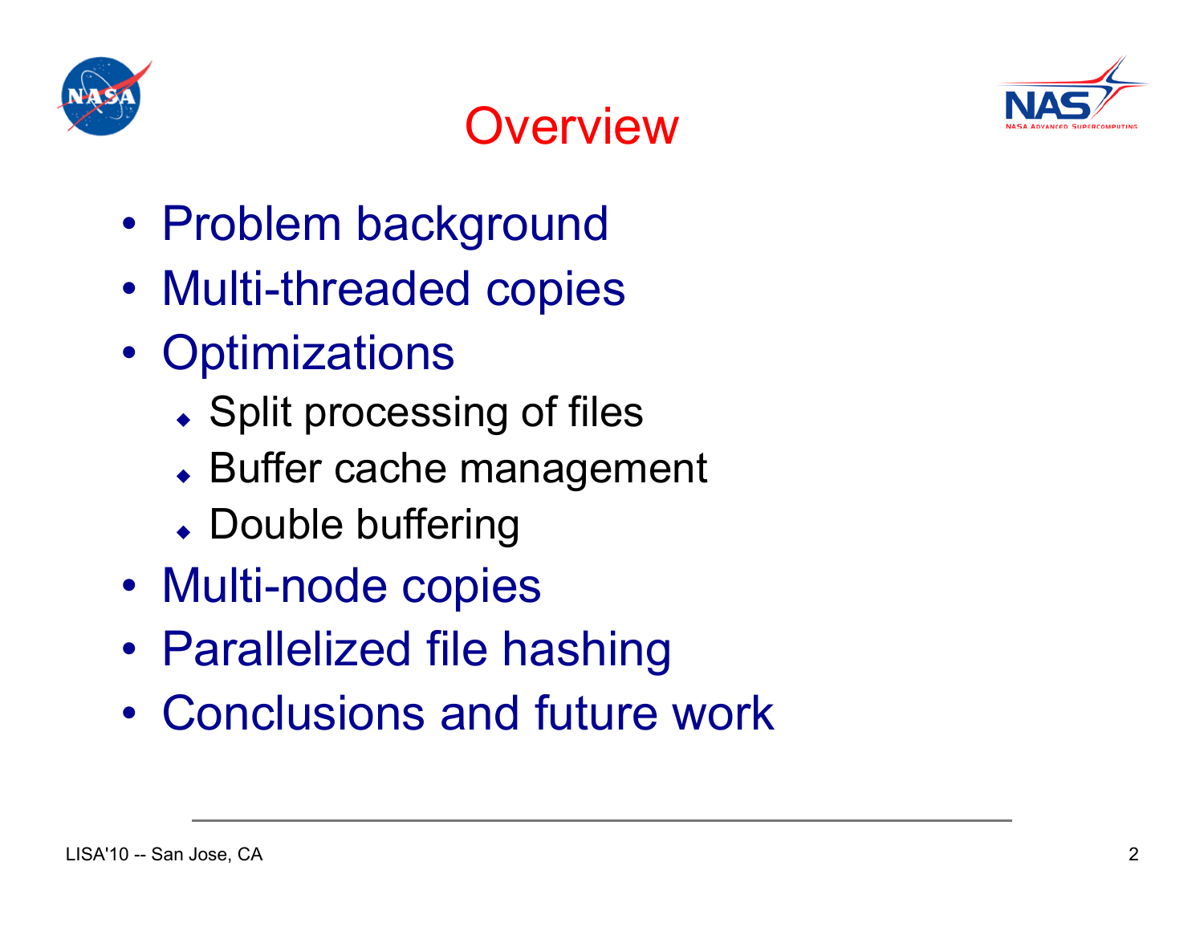# Overview

- Problem background
- Multi-threaded copies
- Optimizations
  - Split processing of files
  - Buffer cache management
  - Double buffering
- Multi-node copies
- Parallelized file hashing
- Conclusions and future work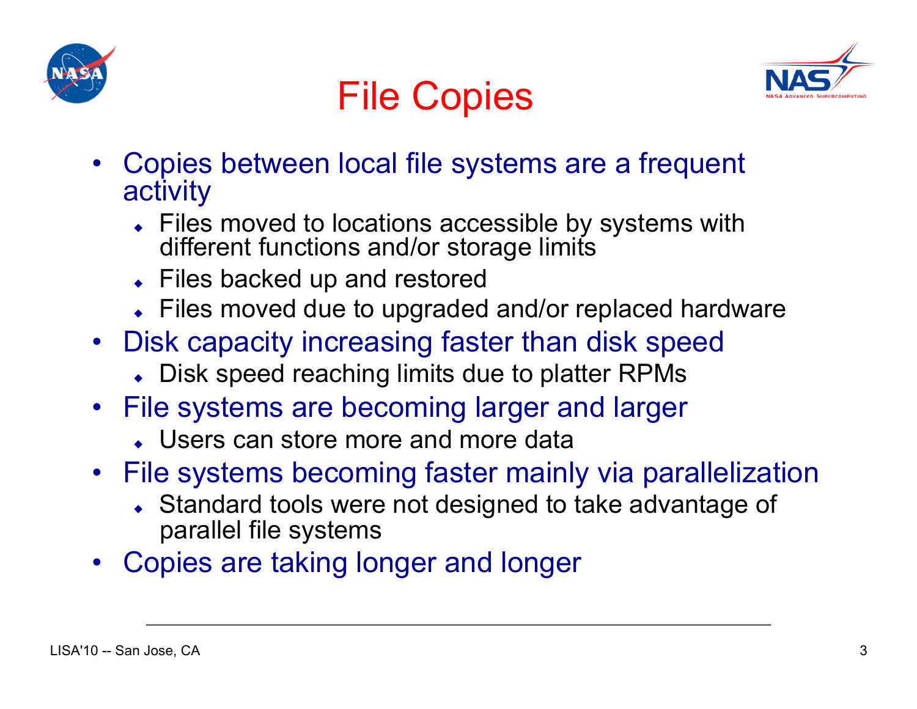# File Copies

- Copies between local file systems are a frequent activity
  - Files moved to locations accessible by systems with different functions and/or storage limits
  - Files backed up and restored
  - Files moved due to upgraded and/or replaced hardware
- Disk capacity increasing faster than disk speed
  - Disk speed reaching limits due to platter RPMs
- File systems are becoming larger and larger
  - Users can store more and more data
- File systems becoming faster mainly via parallelization
  - Standard tools were not designed to take advantage of parallel file systems
- Copies are taking longer and longer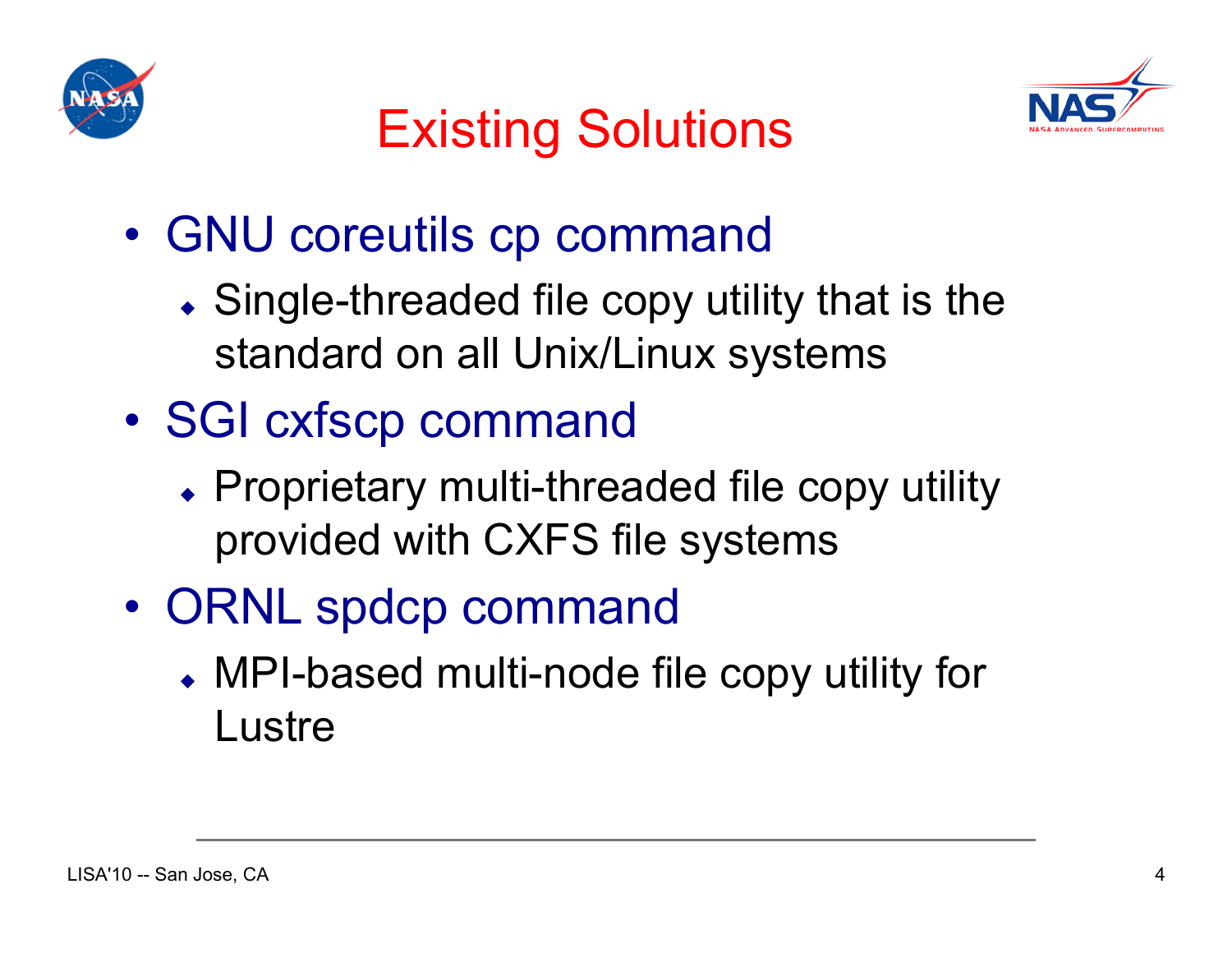# Existing Solutions

- GNU coreutils cp command
  - Single-threaded file copy utility that is the standard on all Unix/Linux systems
- SGI cxfscp command
  - Proprietary multi-threaded file copy utility provided with CXFS file systems
- ORNL spdcp command
  - MPI-based multi-node file copy utility for Lustre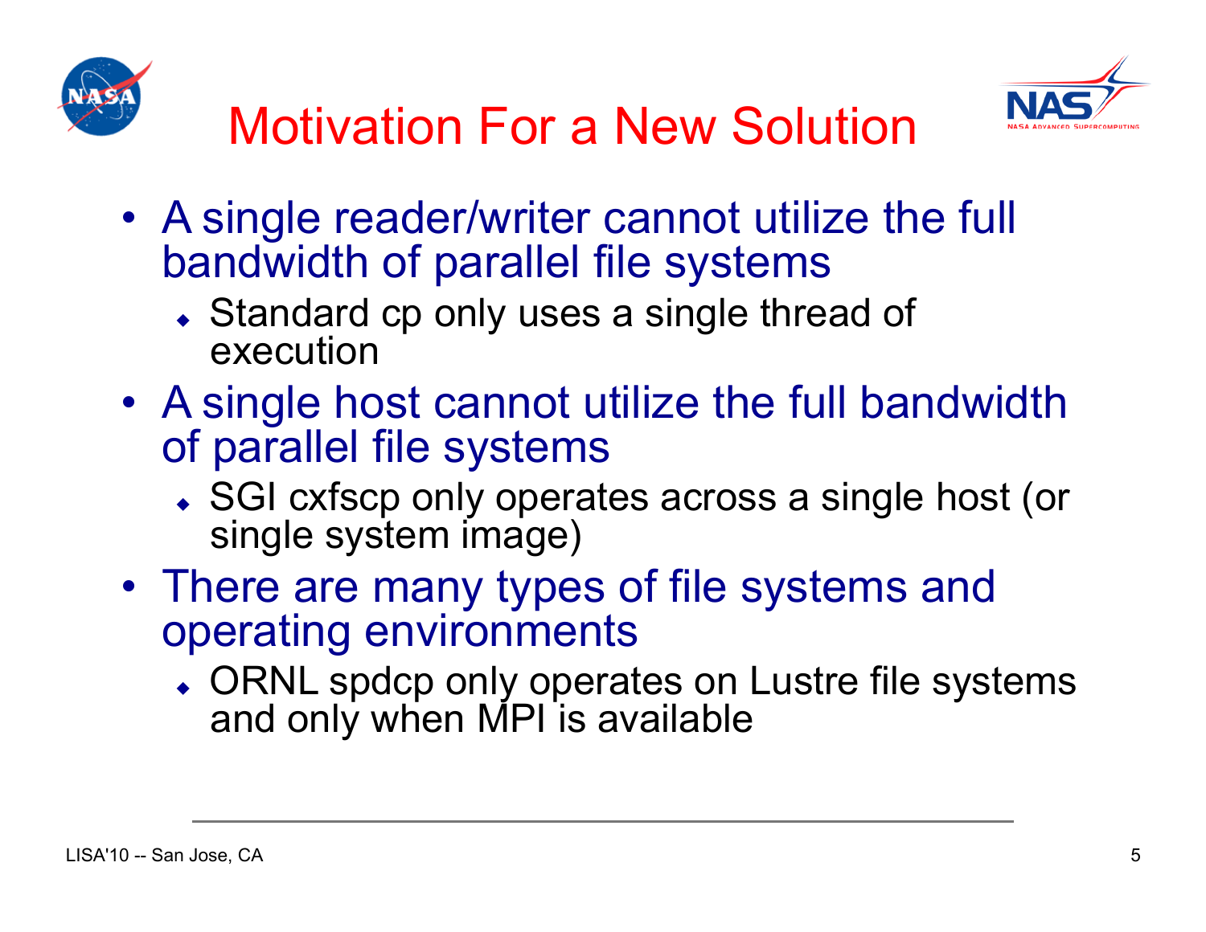# Motivation For a New Solution

- A single reader/writer cannot utilize the full bandwidth of parallel file systems
  - Standard cp only uses a single thread of execution
- A single host cannot utilize the full bandwidth of parallel file systems
  - SGI cxfscp only operates across a single host (or single system image)
- There are many types of file systems and operating environments
  - ORNL spdcp only operates on Lustre file systems and only when MPI is available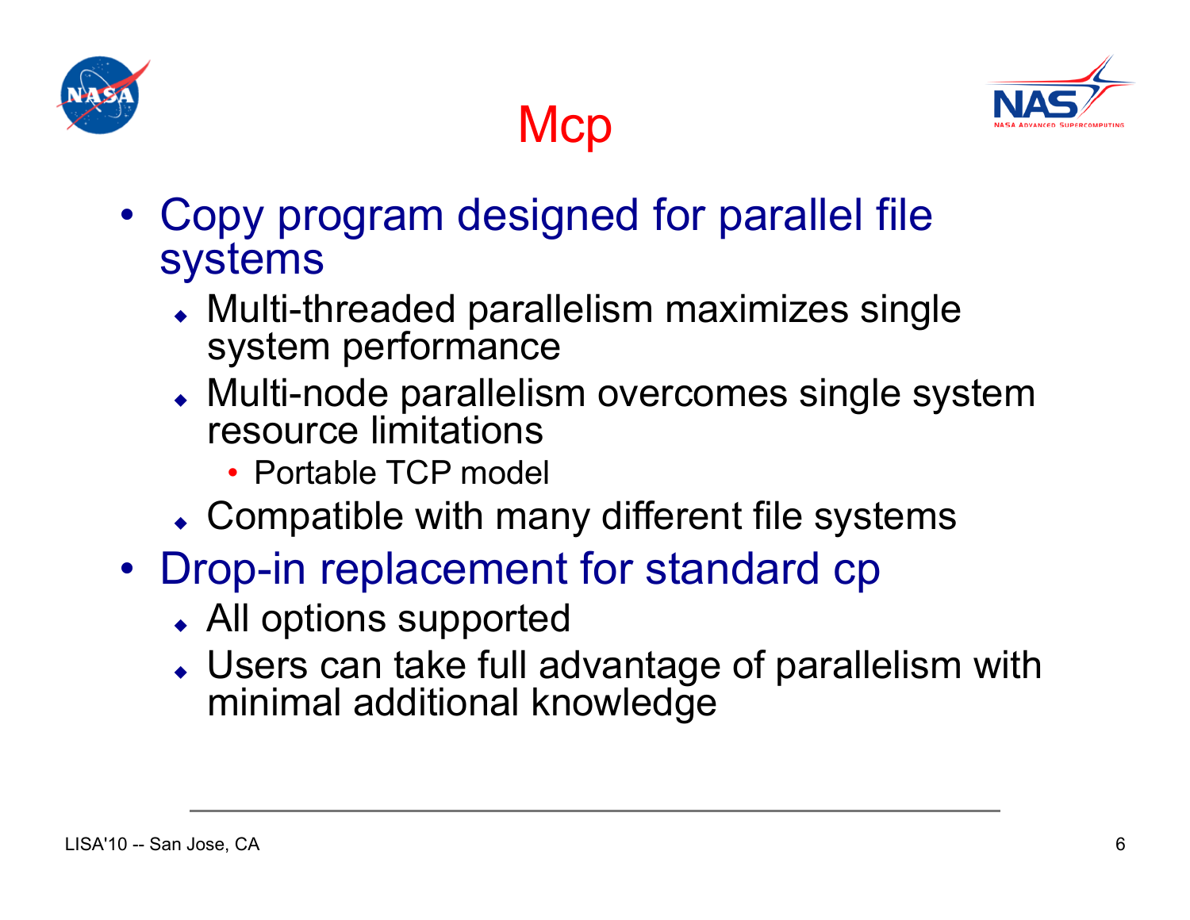# Mcp

- Copy program designed for parallel file systems
  - Multi-threaded parallelism maximizes single system performance
  - Multi-node parallelism overcomes single system resource limitations
    - Portable TCP model
  - Compatible with many different file systems
- Drop-in replacement for standard cp
  - All options supported
  - Users can take full advantage of parallelism with minimal additional knowledge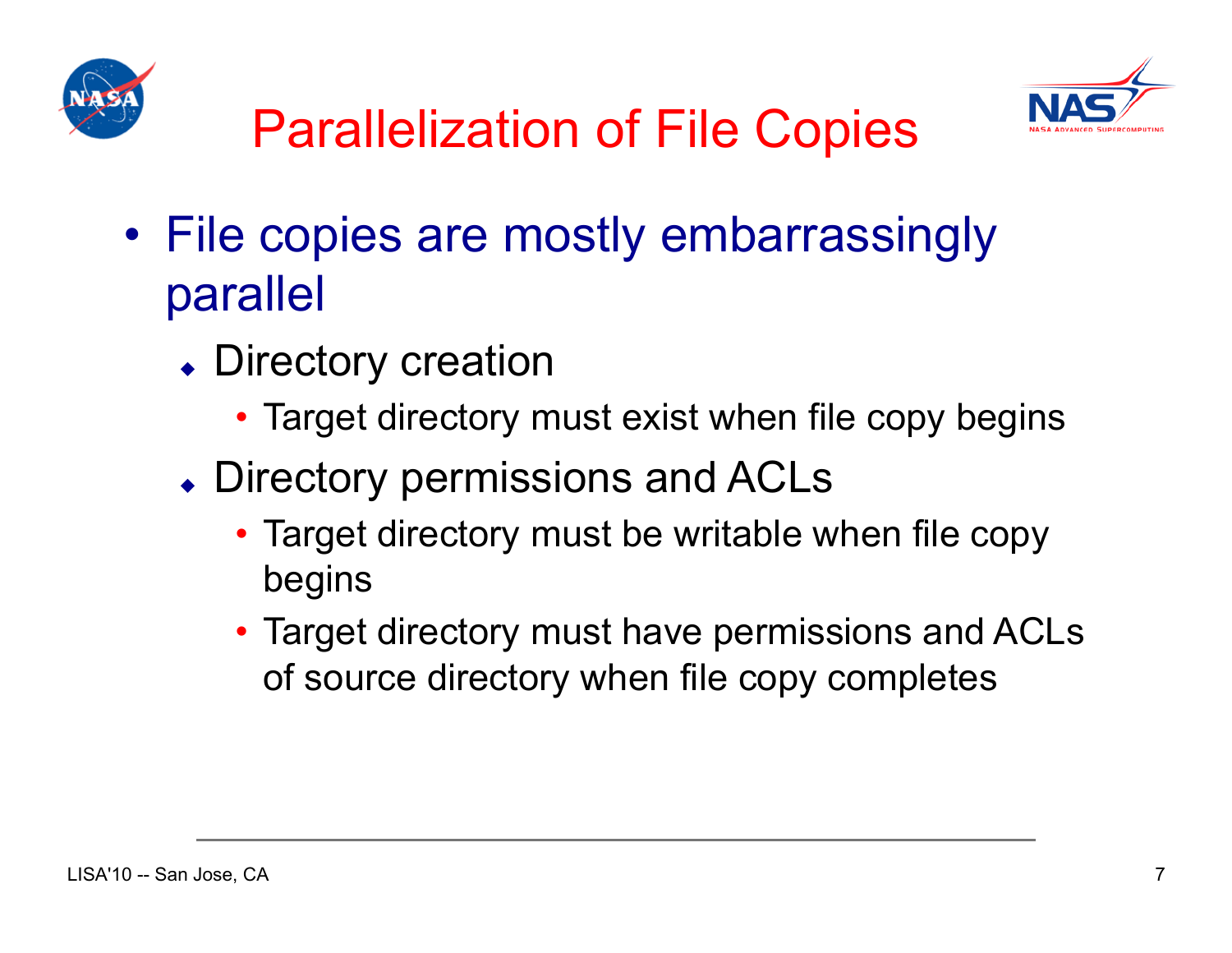# Parallelization of File Copies

- File copies are mostly embarrassingly parallel
  - Directory creation
    - Target directory must exist when file copy begins
  - Directory permissions and ACLs
    - Target directory must be writable when file copy begins
    - Target directory must have permissions and ACLs of source directory when file copy completes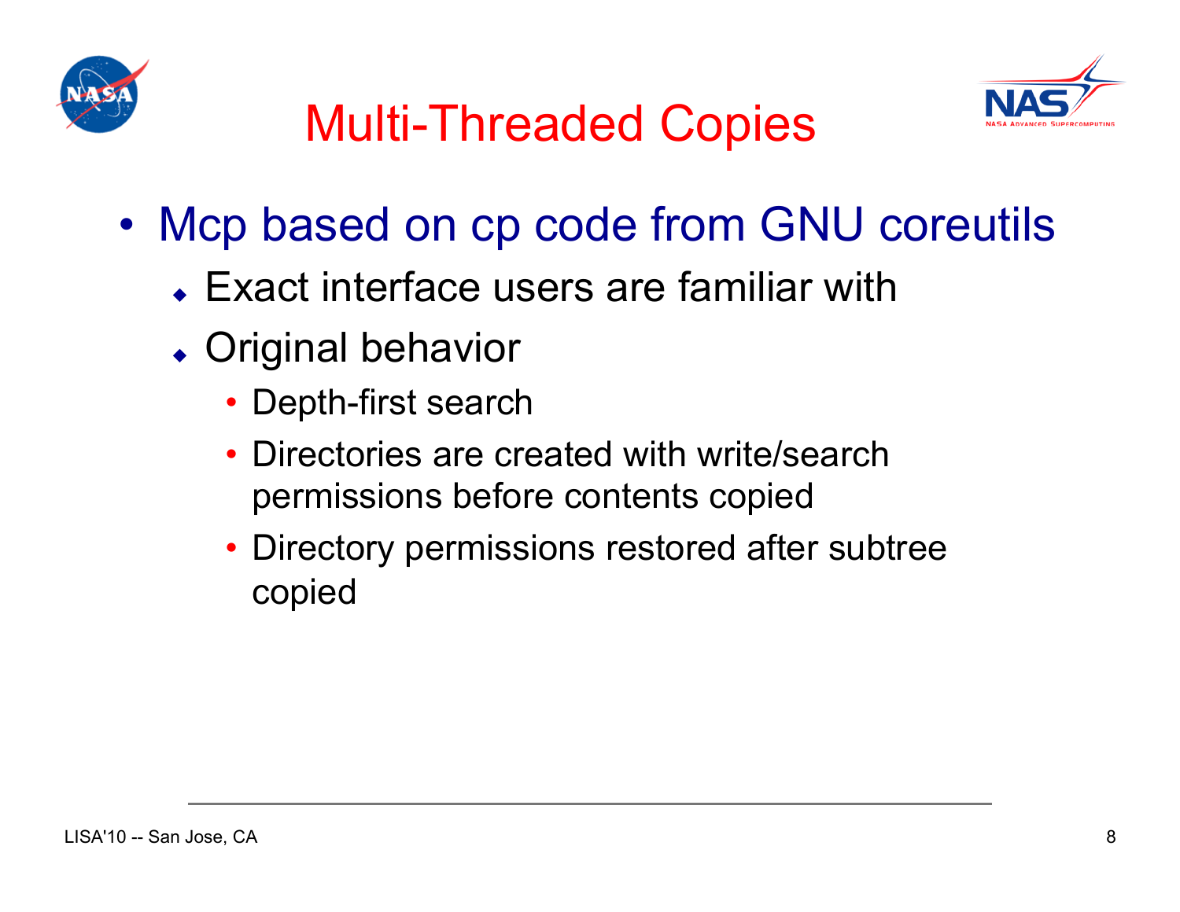# Multi-Threaded Copies

- Mcp based on cp code from GNU coreutils
  - Exact interface users are familiar with
  - Original behavior
    - Depth-first search
    - Directories are created with write/search permissions before contents copied
    - Directory permissions restored after subtree copied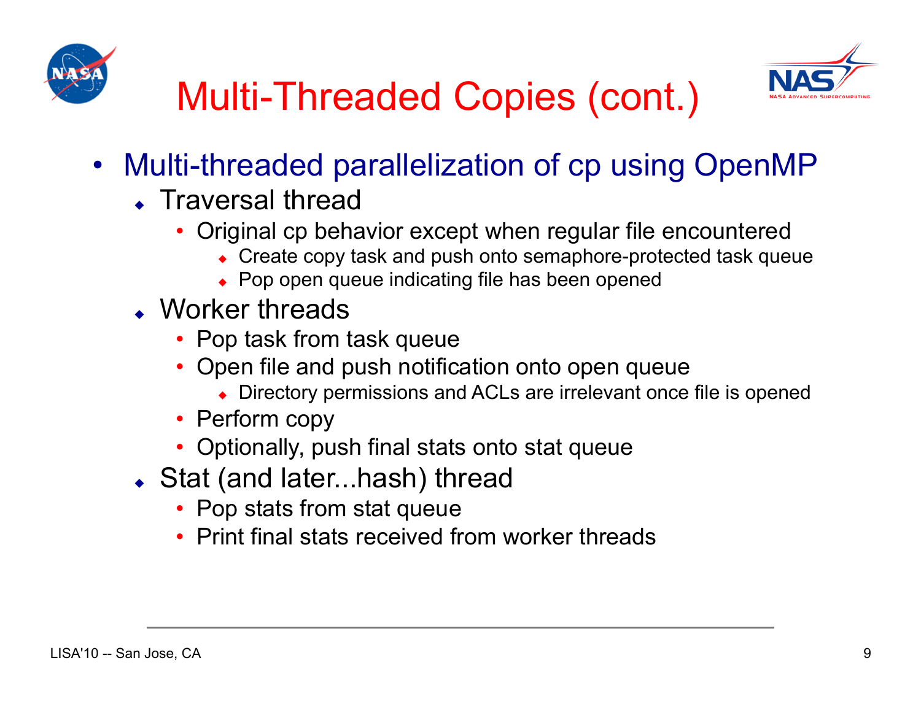# Multi-Threaded Copies (cont.)

- Multi-threaded parallelization of cp using OpenMP
  - Traversal thread
    - Original cp behavior except when regular file encountered
      - Create copy task and push onto semaphore-protected task queue
      - Pop open queue indicating file has been opened
  - Worker threads
    - Pop task from task queue
    - Open file and push notification onto open queue
      - Directory permissions and ACLs are irrelevant once file is opened
    - Perform copy
    - Optionally, push final stats onto stat queue
  - Stat (and later...hash) thread
    - Pop stats from stat queue
    - Print final stats received from worker threads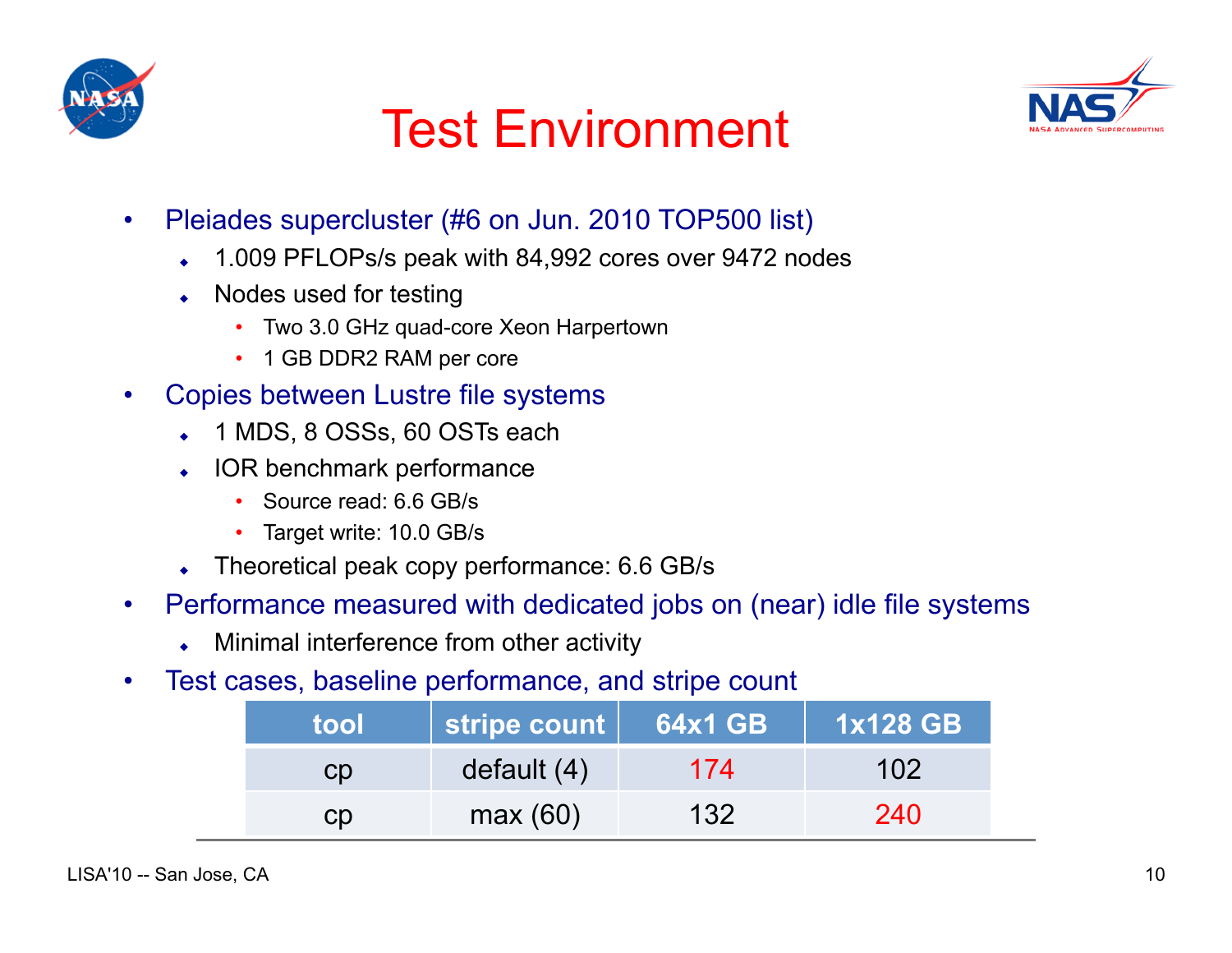# Test Environment

- Pleiades supercluster (#6 on Jun. 2010 TOP500 list)
  - 1.009 PFLOPs/s peak with 84,992 cores over 9472 nodes
  - Nodes used for testing
    - Two 3.0 GHz quad-core Xeon Harpertown
    - 1 GB DDR2 RAM per core
- Copies between Lustre file systems
  - 1 MDS, 8 OSSs, 60 OSTs each
  - IOR benchmark performance
    - Source read: 6.6 GB/s
    - Target write: 10.0 GB/s
  - Theoretical peak copy performance: 6.6 GB/s
- Performance measured with dedicated jobs on (near) idle file systems
  - Minimal interference from other activity
- Test cases, baseline performance, and stripe count

| tool | stripe count | 64x1 GB | 1x128 GB |
|---|---|---|---|
| cp | default (4) | 174 | 102 |
| cp | max (60) | 132 | 240 |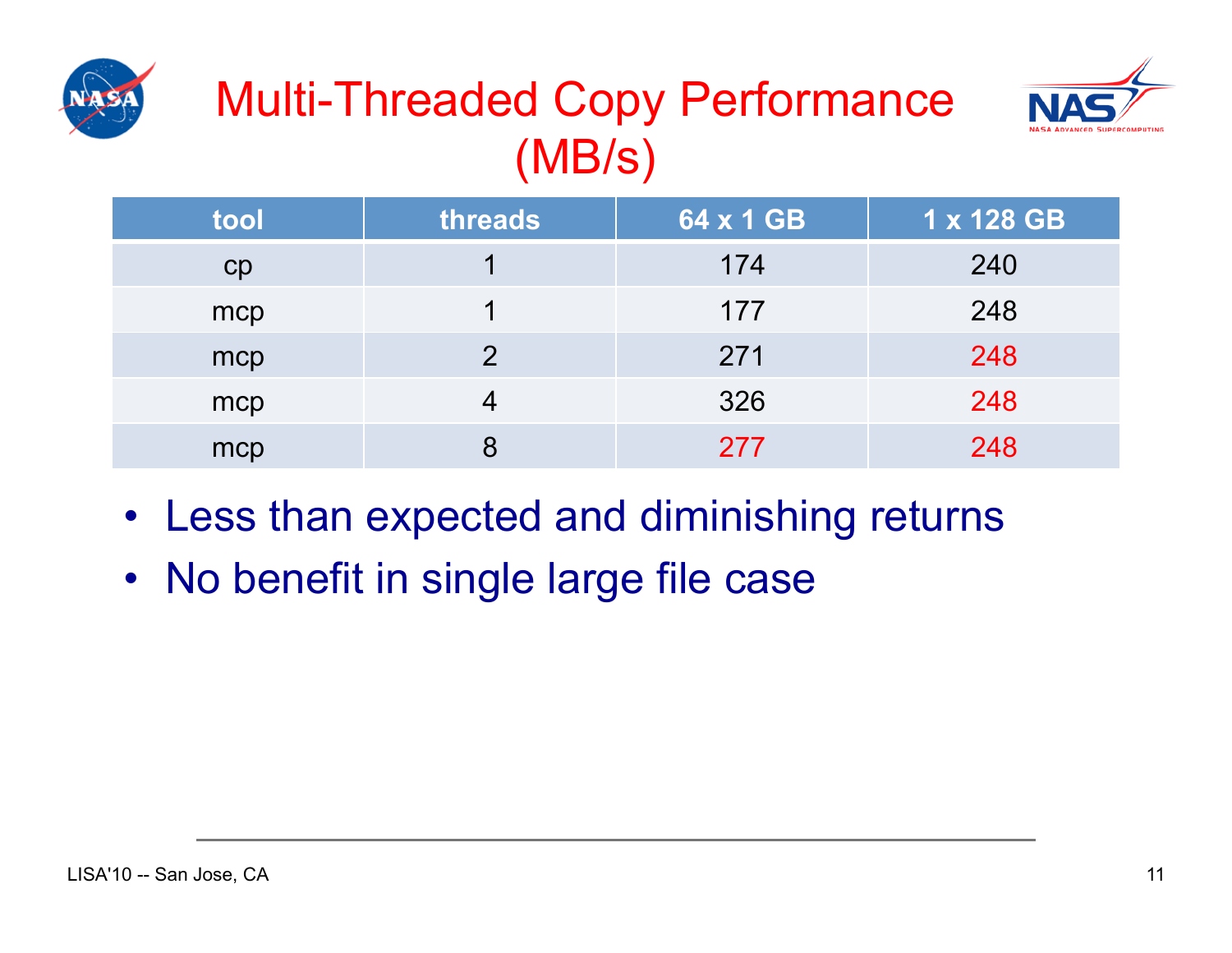# Multi-Threaded Copy Performance (MB/s)

| tool | threads | 64 x 1 GB | 1 x 128 GB |
|---|---|---|---|
| cp | 1 | 174 | 240 |
| mcp | 1 | 177 | 248 |
| mcp | 2 | 271 | 248 |
| mcp | 4 | 326 | 248 |
| mcp | 8 | 277 | 248 |

- Less than expected and diminishing returns
- No benefit in single large file case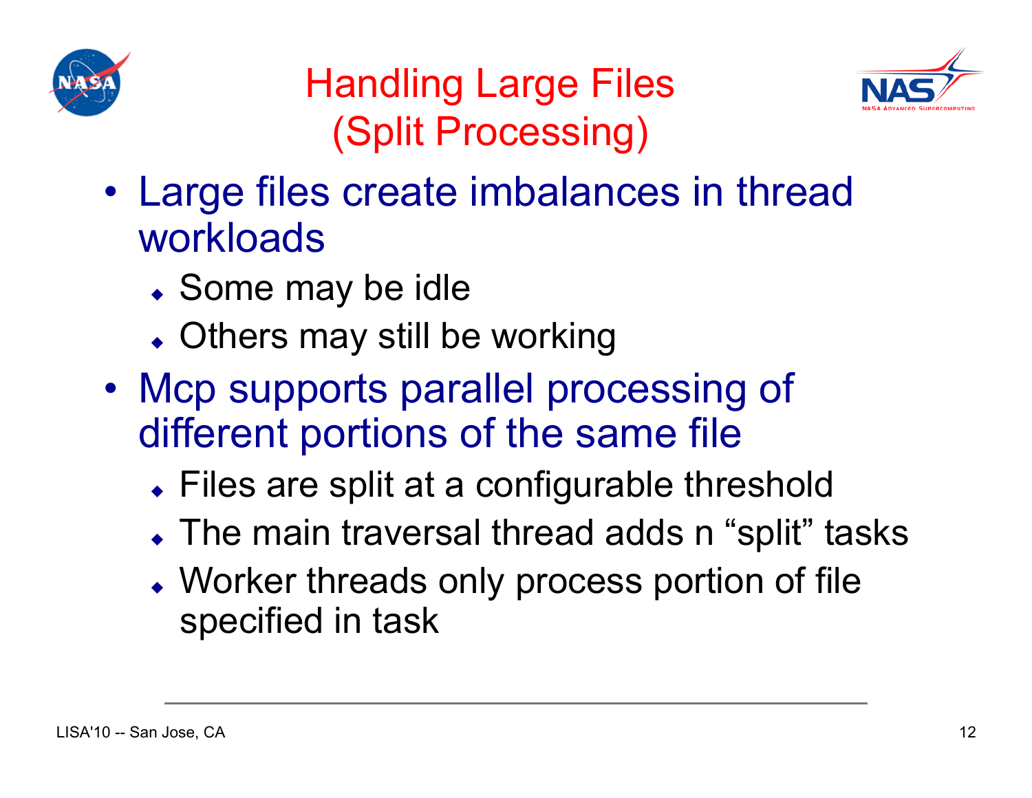# Handling Large Files (Split Processing)

- Large files create imbalances in thread workloads
  - Some may be idle
  - Others may still be working
- Mcp supports parallel processing of different portions of the same file
  - Files are split at a configurable threshold
  - The main traversal thread adds n “split” tasks
  - Worker threads only process portion of file specified in task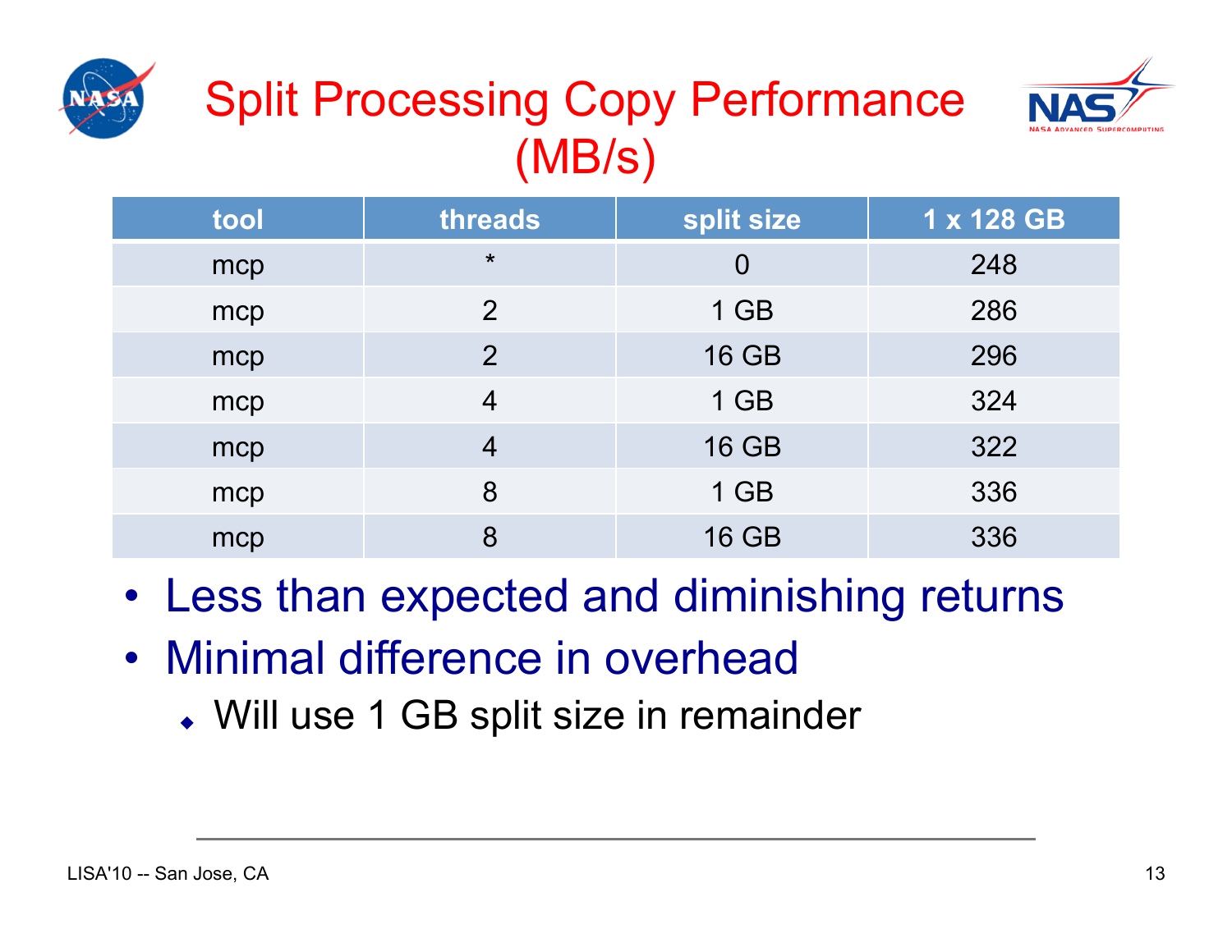# Split Processing Copy Performance (MB/s)

| tool | threads | split size | 1 x 128 GB |
|---|---|---|---|
| mcp | * | 0 | 248 |
| mcp | 2 | 1 GB | 286 |
| mcp | 2 | 16 GB | 296 |
| mcp | 4 | 1 GB | 324 |
| mcp | 4 | 16 GB | 322 |
| mcp | 8 | 1 GB | 336 |
| mcp | 8 | 16 GB | 336 |

- Less than expected and diminishing returns
- Minimal difference in overhead
  - Will use 1 GB split size in remainder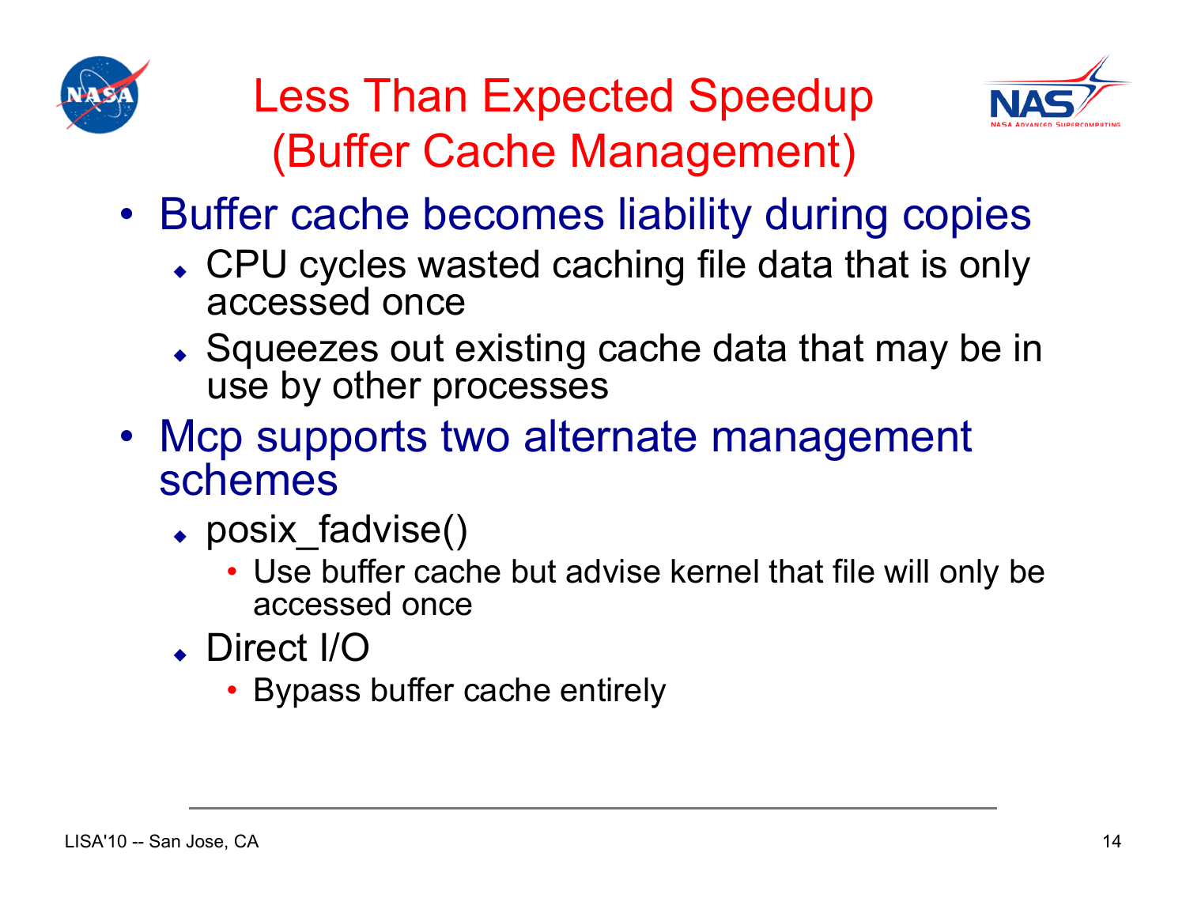# Less Than Expected Speedup (Buffer Cache Management)

- Buffer cache becomes liability during copies
  - CPU cycles wasted caching file data that is only accessed once
  - Squeezes out existing cache data that may be in use by other processes
- Mcp supports two alternate management schemes
  - posix_fadvise()
    - Use buffer cache but advise kernel that file will only be accessed once
  - Direct I/O
    - Bypass buffer cache entirely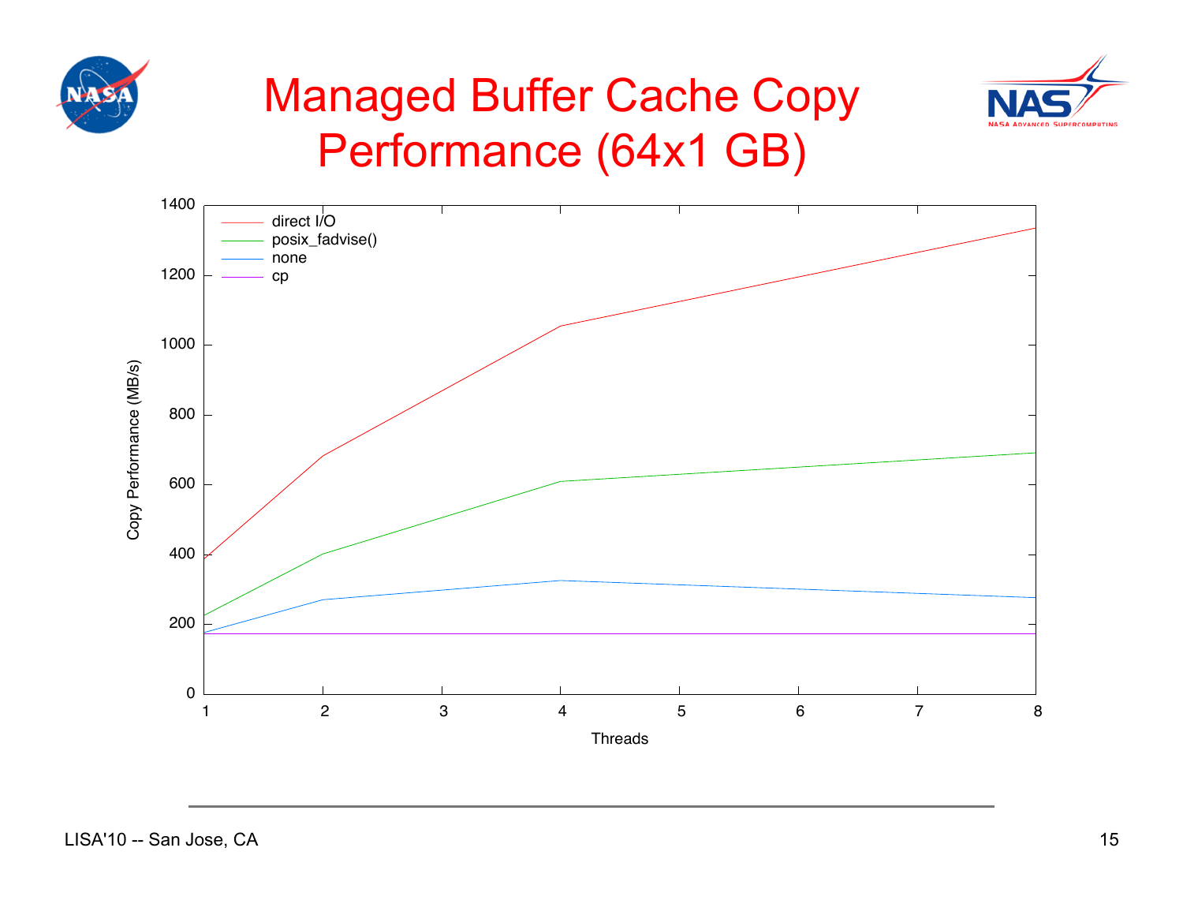# Managed Buffer Cache Copy Performance (64x1 GB)

Copy Performance (MB/s)

Threads

- direct I/O
- posix_fadvise()
- none
- cp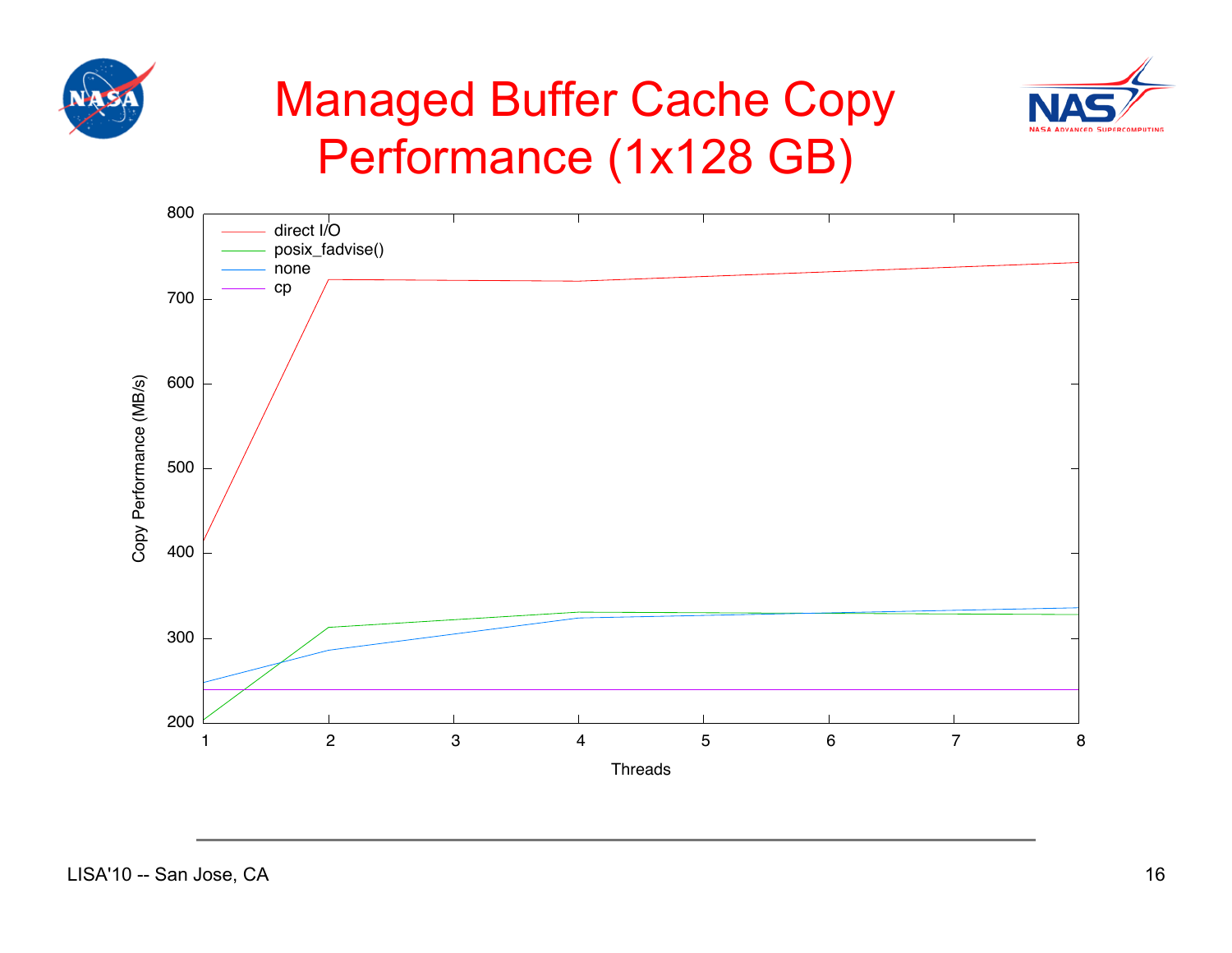# Managed Buffer Cache Copy Performance (1x128 GB)

Copy Performance (MB/s) vs. Threads

Legend: direct I/O, posix_fadvise(), none, cp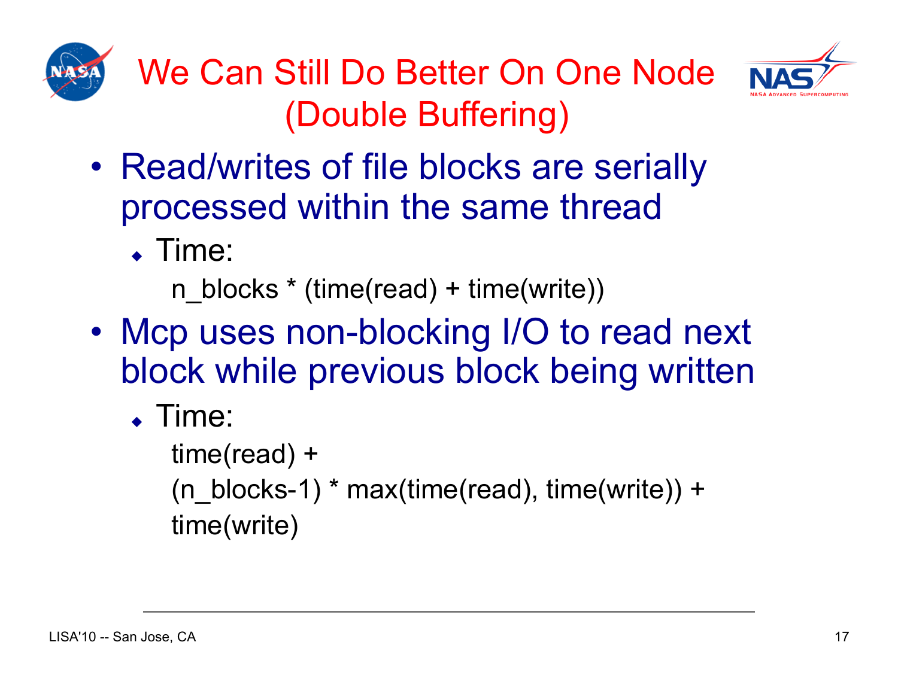# We Can Still Do Better On One Node (Double Buffering)

- Read/writes of file blocks are serially processed within the same thread
  - Time:

    n_blocks * (time(read) + time(write))
- Mcp uses non-blocking I/O to read next block while previous block being written
  - Time:

    time(read) +
    (n_blocks-1) * max(time(read), time(write)) +
    time(write)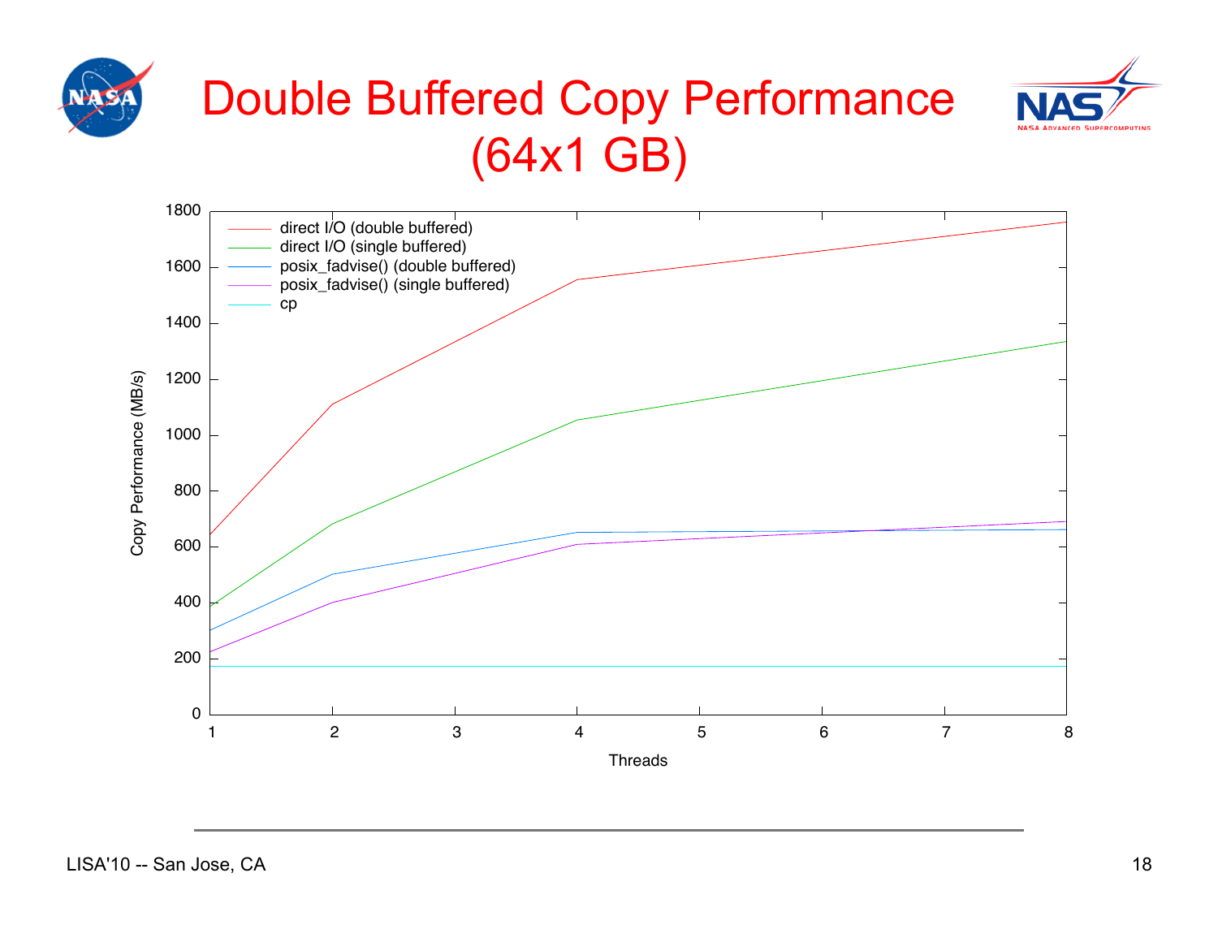# Double Buffered Copy Performance (64x1 GB)

Copy Performance (MB/s)

Threads

- direct I/O (double buffered)
- direct I/O (single buffered)
- posix_fadvise() (double buffered)
- posix_fadvise() (single buffered)
- cp

LISA'10 -- San Jose, CA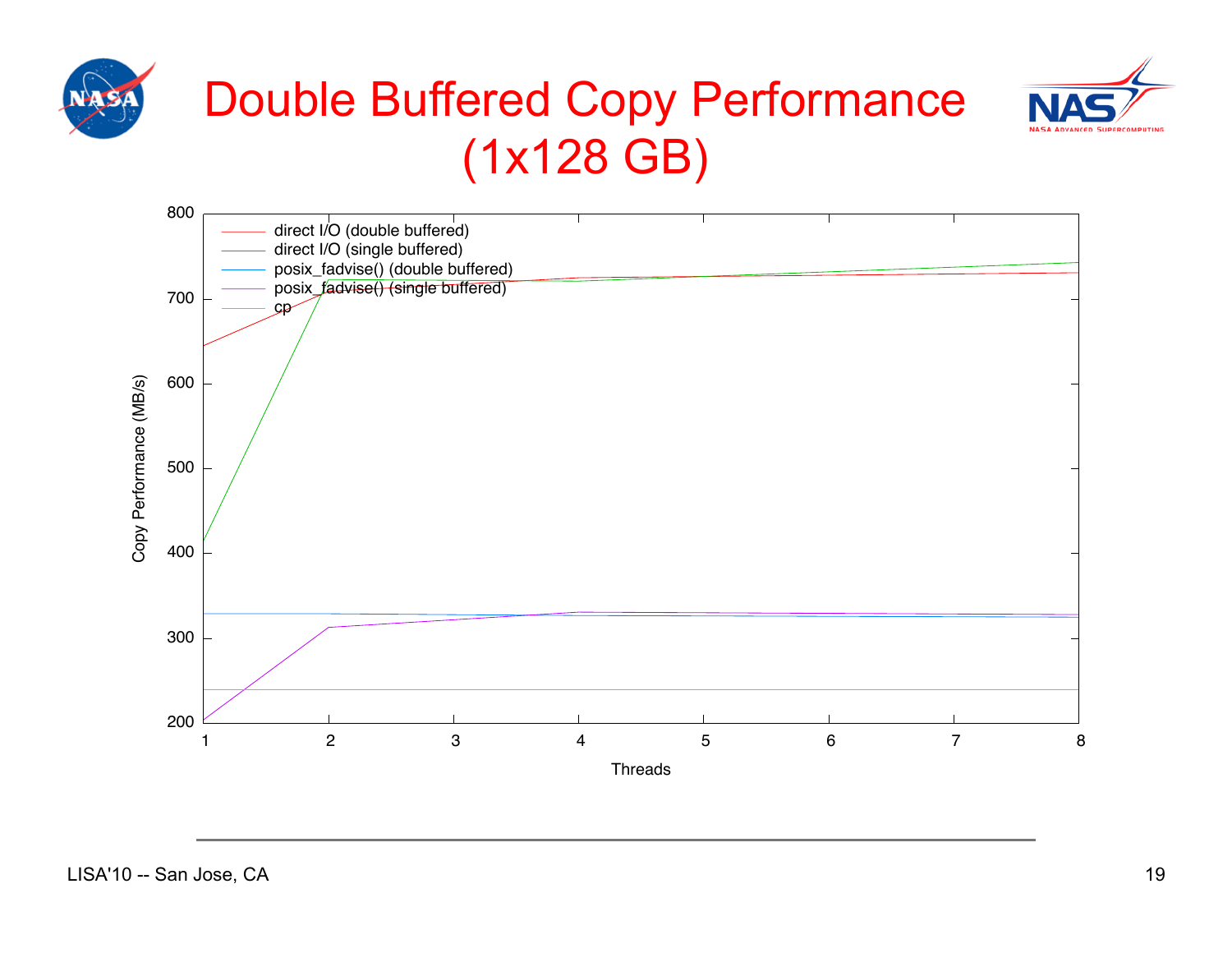# Double Buffered Copy Performance (1x128 GB)

Copy Performance (MB/s)

Threads

- direct I/O (double buffered)
- direct I/O (single buffered)
- posix_fadvise() (double buffered)
- posix_fadvise() (single buffered)
- cp

LISA'10 -- San Jose, CA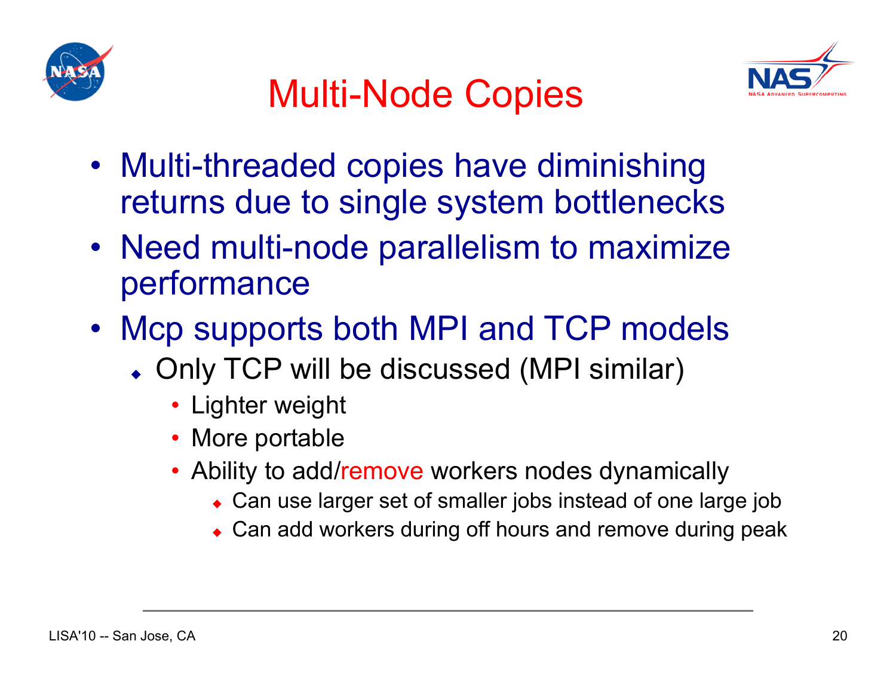# Multi-Node Copies

- Multi-threaded copies have diminishing returns due to single system bottlenecks
- Need multi-node parallelism to maximize performance
- Mcp supports both MPI and TCP models
  - Only TCP will be discussed (MPI similar)
    - Lighter weight
    - More portable
    - Ability to add/remove workers nodes dynamically
      - Can use larger set of smaller jobs instead of one large job
      - Can add workers during off hours and remove during peak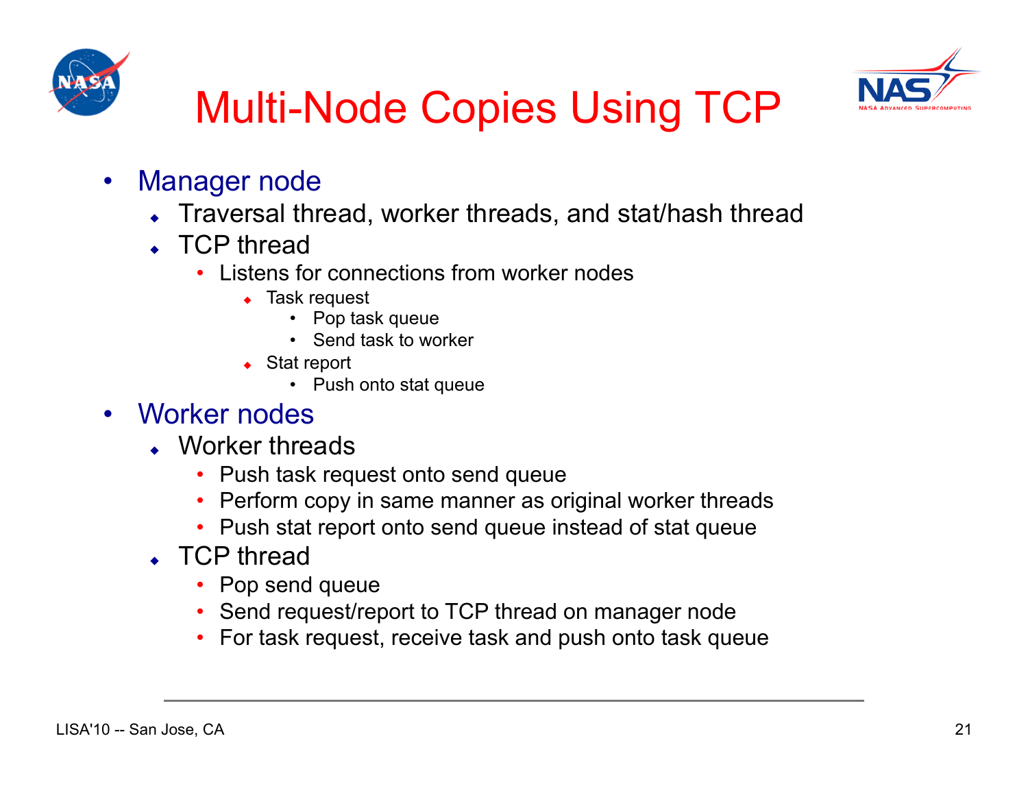# Multi-Node Copies Using TCP

- Manager node
  - Traversal thread, worker threads, and stat/hash thread
  - TCP thread
    - Listens for connections from worker nodes
      - Task request
        - Pop task queue
        - Send task to worker
      - Stat report
        - Push onto stat queue
- Worker nodes
  - Worker threads
    - Push task request onto send queue
    - Perform copy in same manner as original worker threads
    - Push stat report onto send queue instead of stat queue
  - TCP thread
    - Pop send queue
    - Send request/report to TCP thread on manager node
    - For task request, receive task and push onto task queue

LISA'10 -- San Jose, CA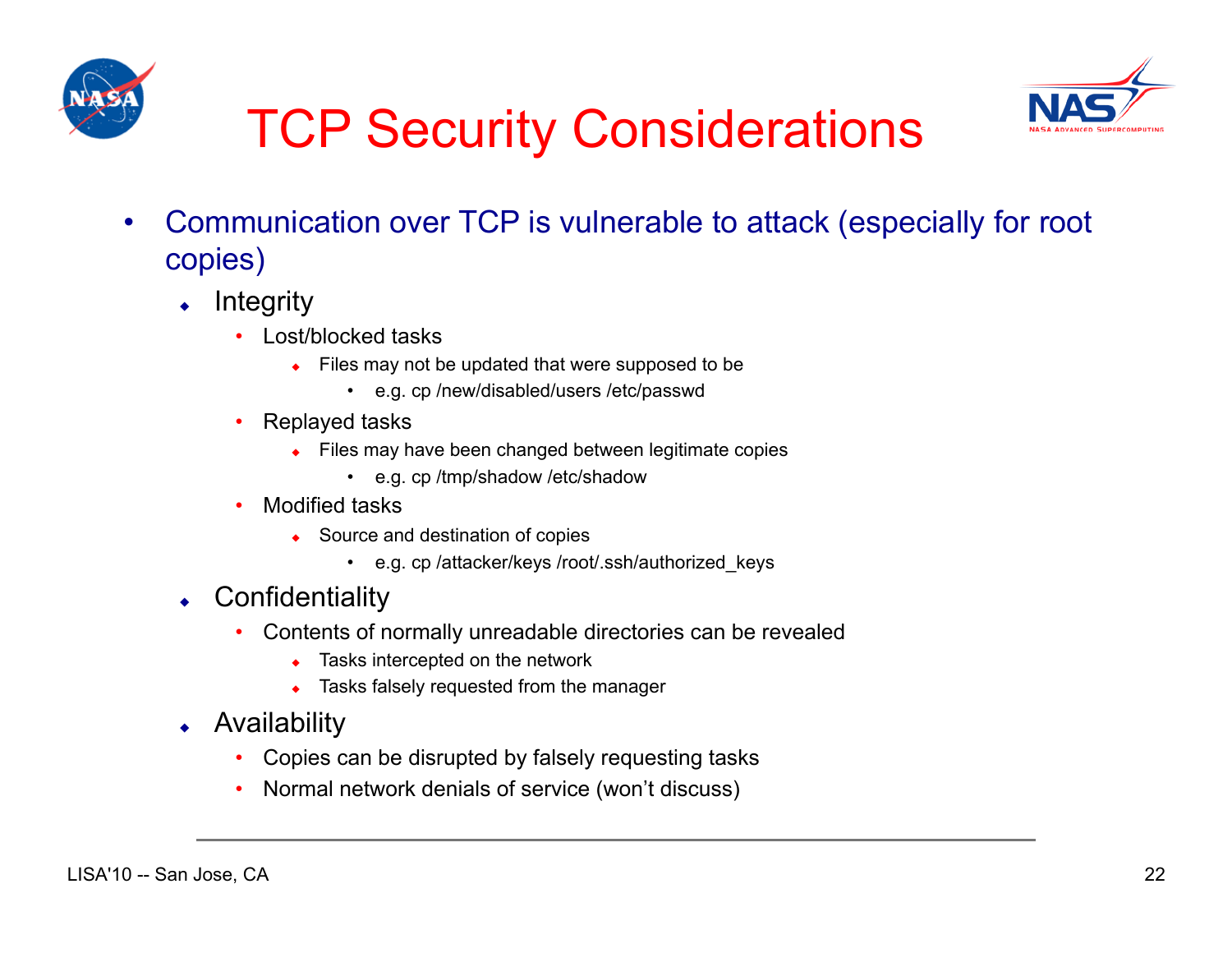# TCP Security Considerations

- Communication over TCP is vulnerable to attack (especially for root copies)
  - Integrity
    - Lost/blocked tasks
      - Files may not be updated that were supposed to be
        - e.g. cp /new/disabled/users /etc/passwd
    - Replayed tasks
      - Files may have been changed between legitimate copies
        - e.g. cp /tmp/shadow /etc/shadow
    - Modified tasks
      - Source and destination of copies
        - e.g. cp /attacker/keys /root/.ssh/authorized_keys
  - Confidentiality
    - Contents of normally unreadable directories can be revealed
      - Tasks intercepted on the network
      - Tasks falsely requested from the manager
  - Availability
    - Copies can be disrupted by falsely requesting tasks
    - Normal network denials of service (won't discuss)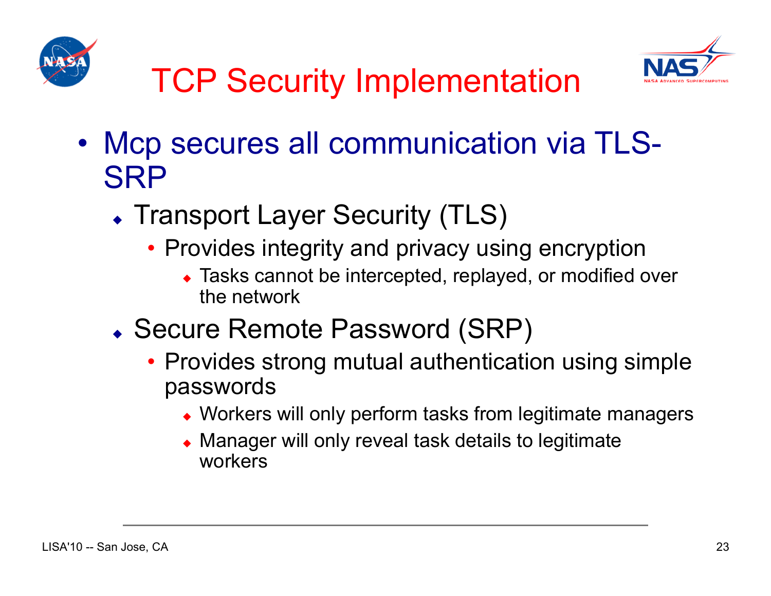# TCP Security Implementation

- Mcp secures all communication via TLS-SRP
  - Transport Layer Security (TLS)
    - Provides integrity and privacy using encryption
      - Tasks cannot be intercepted, replayed, or modified over the network
  - Secure Remote Password (SRP)
    - Provides strong mutual authentication using simple passwords
      - Workers will only perform tasks from legitimate managers
      - Manager will only reveal task details to legitimate workers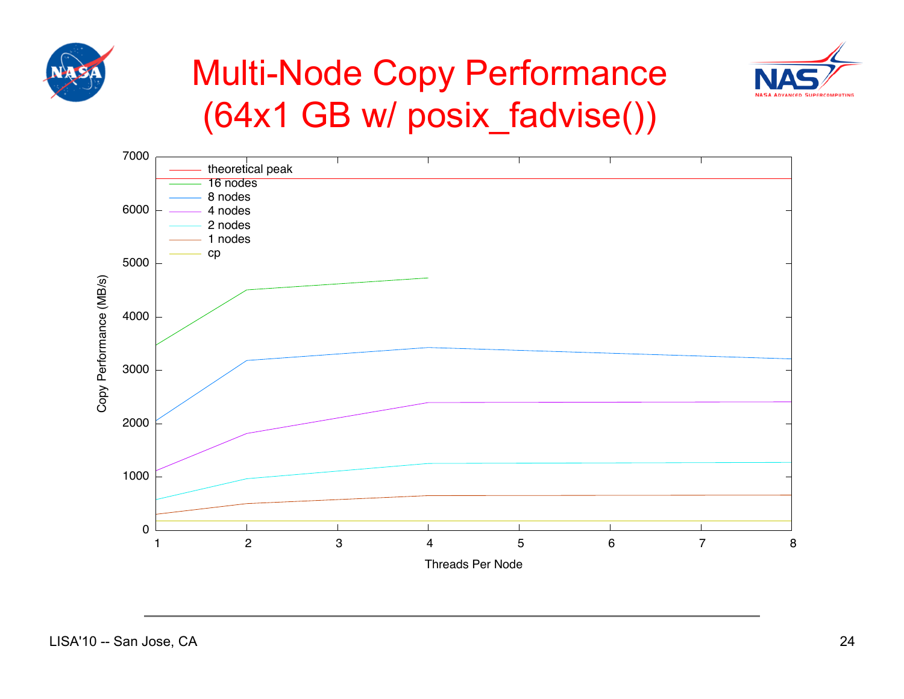# Multi-Node Copy Performance (64x1 GB w/ posix_fadvise())

Copy Performance (MB/s)

7000
6000
5000
4000
3000
2000
1000
0

1 2 3 4 5 6 7 8

Threads Per Node

- theoretical peak
- 16 nodes
- 8 nodes
- 4 nodes
- 2 nodes
- 1 nodes
- cp

LISA'10 -- San Jose, CA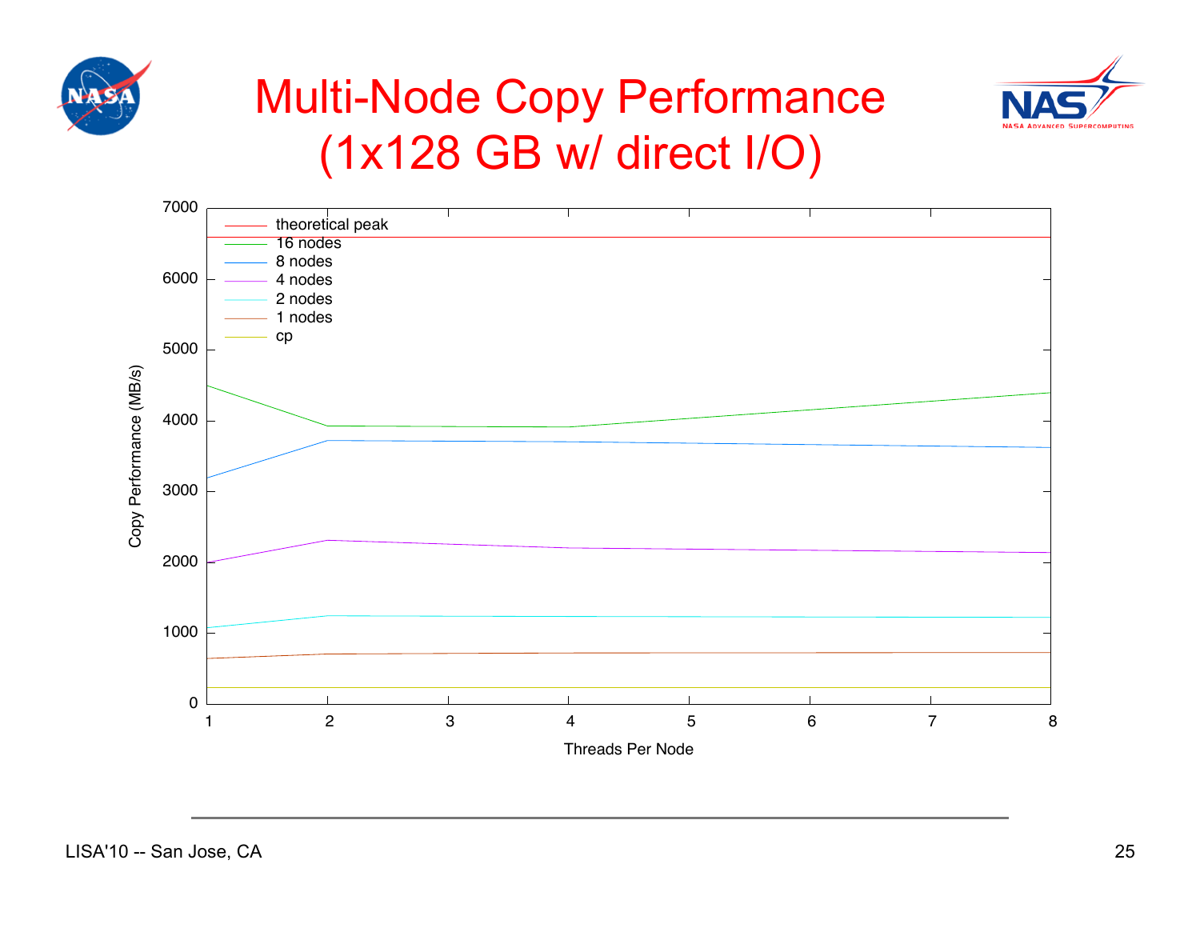# Multi-Node Copy Performance (1x128 GB w/ direct I/O)

Copy Performance (MB/s)

Legend: theoretical peak, 16 nodes, 8 nodes, 4 nodes, 2 nodes, 1 nodes, cp

Threads Per Node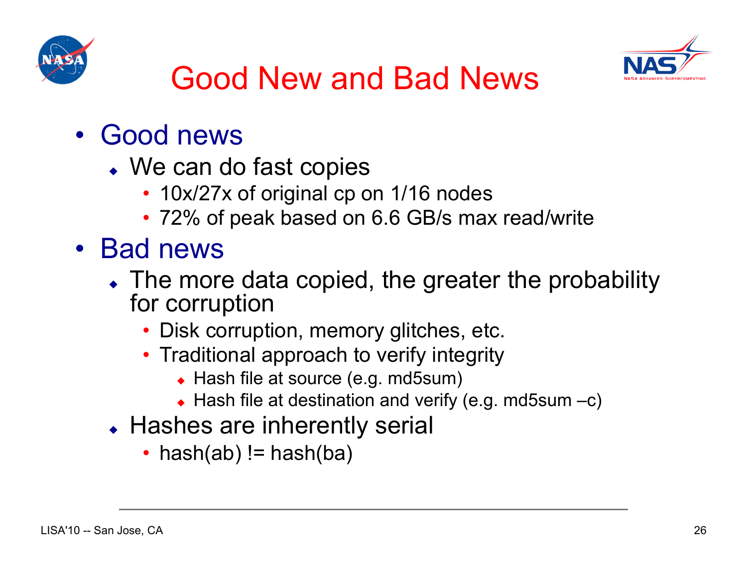# Good New and Bad News

- Good news
  - We can do fast copies
    - 10x/27x of original cp on 1/16 nodes
    - 72% of peak based on 6.6 GB/s max read/write
- Bad news
  - The more data copied, the greater the probability for corruption
    - Disk corruption, memory glitches, etc.
    - Traditional approach to verify integrity
      - Hash file at source (e.g. md5sum)
      - Hash file at destination and verify (e.g. md5sum –c)
  - Hashes are inherently serial
    - hash(ab) != hash(ba)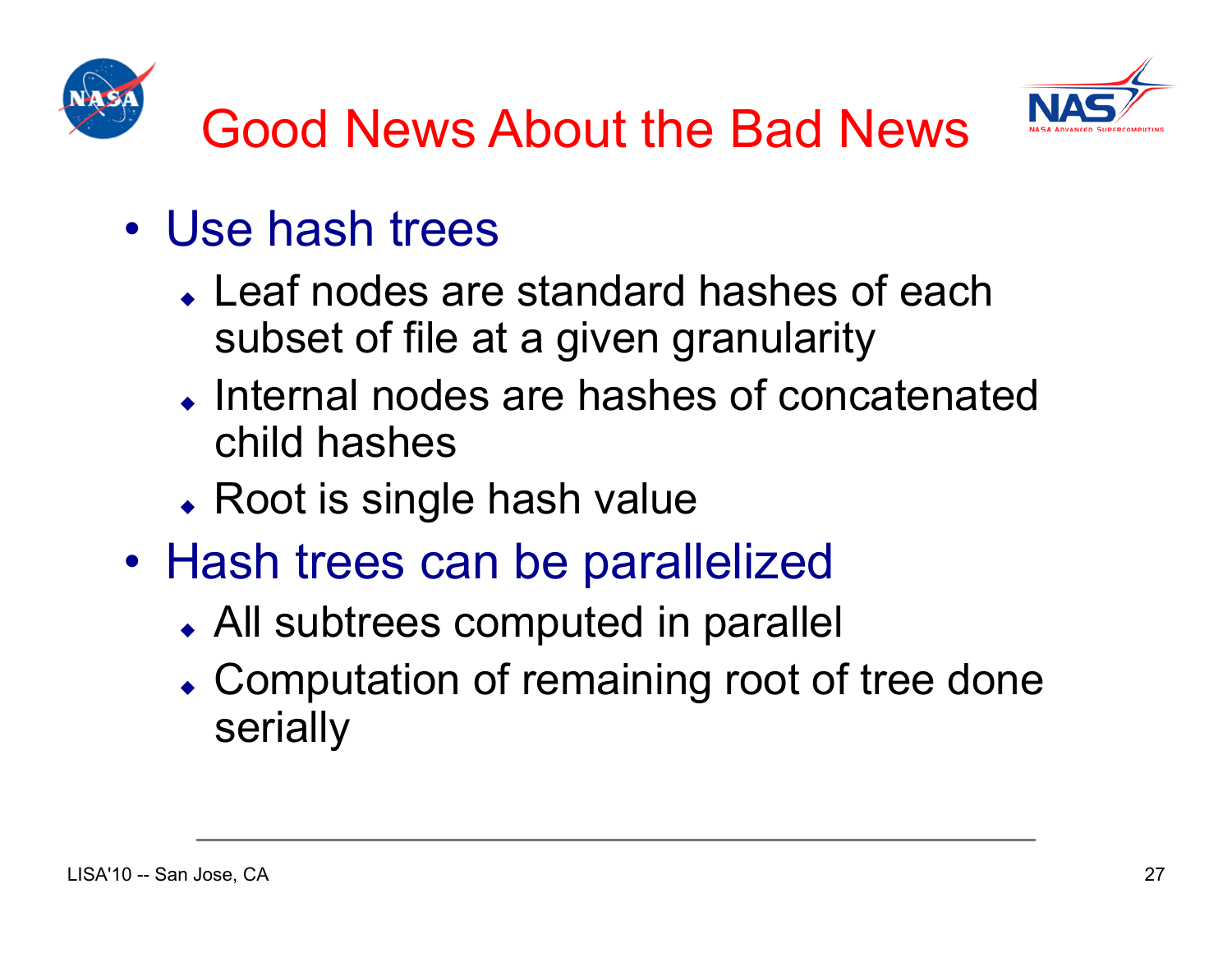# Good News About the Bad News

- Use hash trees
  - Leaf nodes are standard hashes of each subset of file at a given granularity
  - Internal nodes are hashes of concatenated child hashes
  - Root is single hash value
- Hash trees can be parallelized
  - All subtrees computed in parallel
  - Computation of remaining root of tree done serially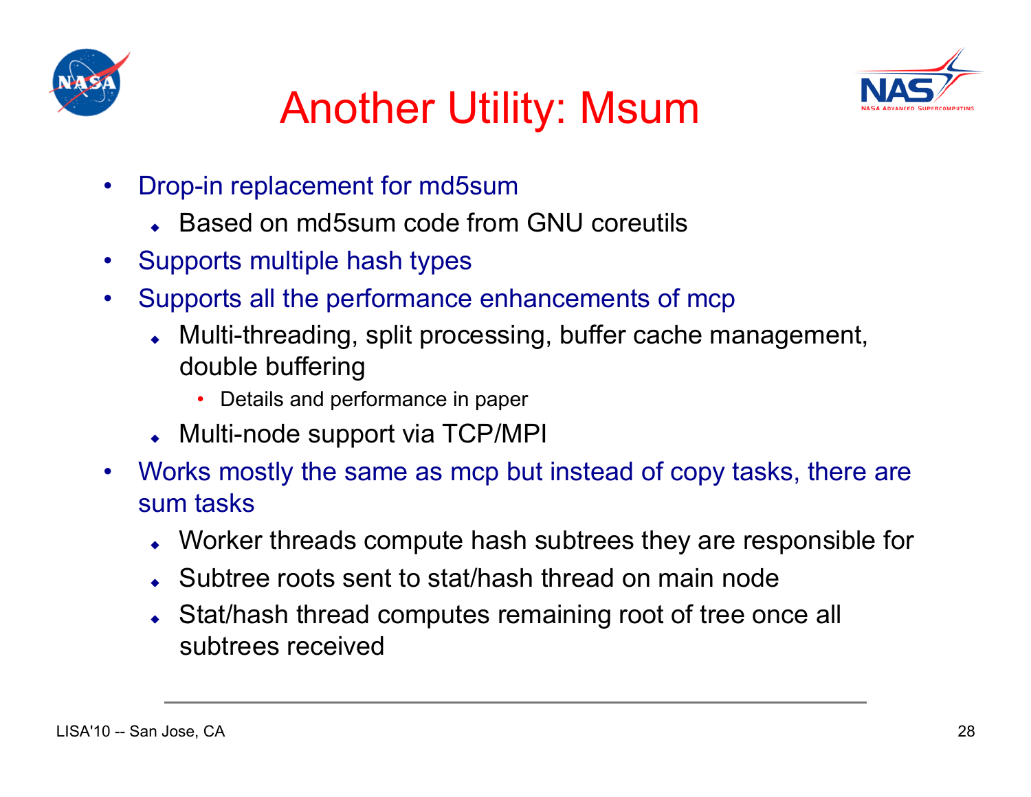# Another Utility: Msum

- Drop-in replacement for md5sum
  - Based on md5sum code from GNU coreutils
- Supports multiple hash types
- Supports all the performance enhancements of mcp
  - Multi-threading, split processing, buffer cache management, double buffering
    - Details and performance in paper
  - Multi-node support via TCP/MPI
- Works mostly the same as mcp but instead of copy tasks, there are sum tasks
  - Worker threads compute hash subtrees they are responsible for
  - Subtree roots sent to stat/hash thread on main node
  - Stat/hash thread computes remaining root of tree once all subtrees received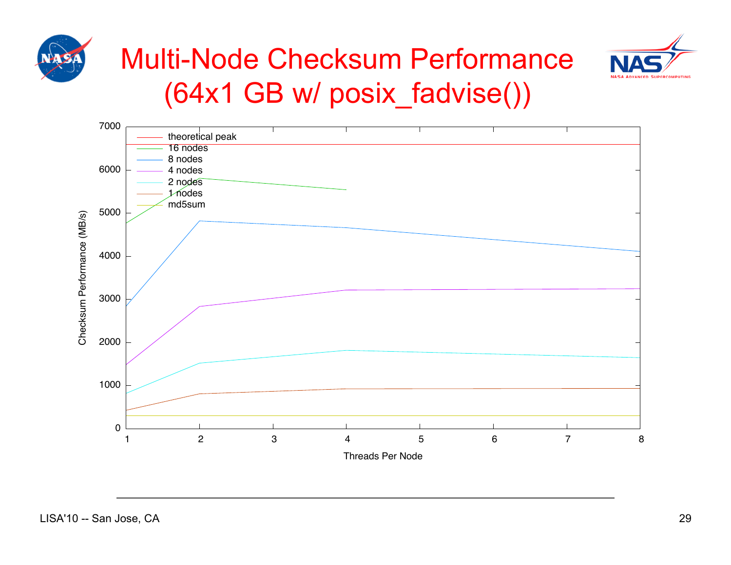# Multi-Node Checksum Performance (64x1 GB w/ posix_fadvise())

Checksum Performance (MB/s)

7000
6000
5000
4000
3000
2000
1000
0

1 2 3 4 5 6 7 8

Threads Per Node

- theoretical peak
- 16 nodes
- 8 nodes
- 4 nodes
- 2 nodes
- 1 nodes
- md5sum

LISA'10 -- San Jose, CA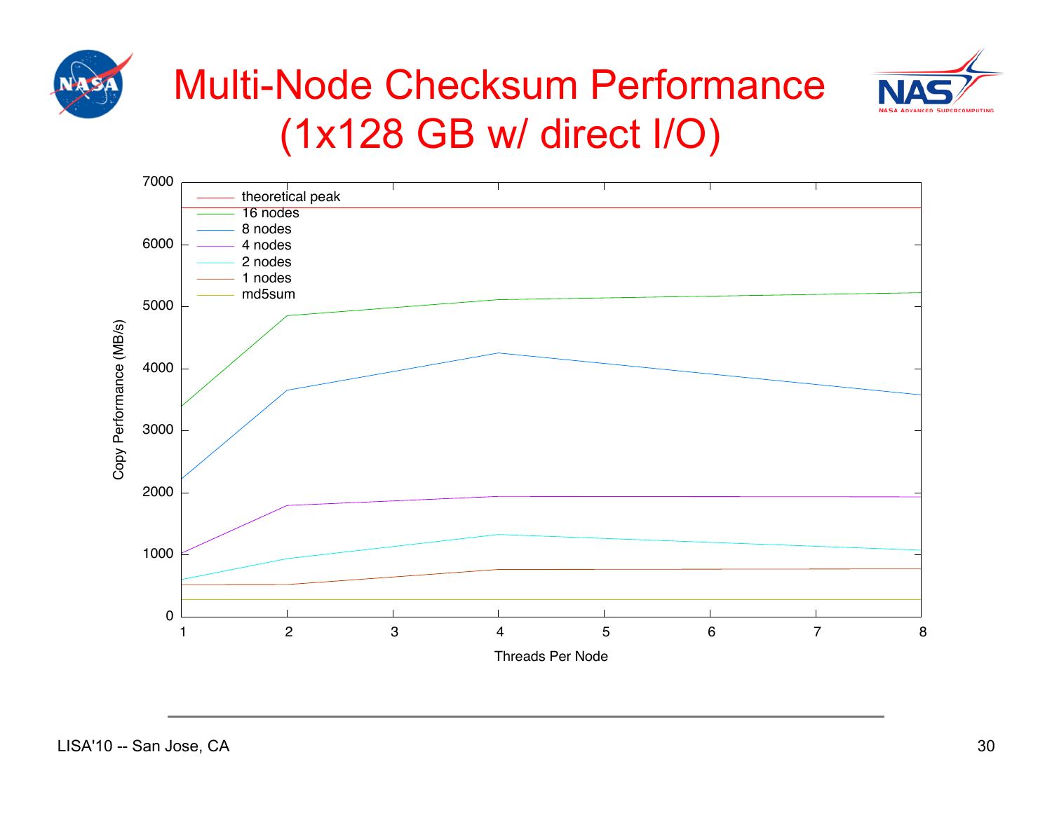# Multi-Node Checksum Performance (1x128 GB w/ direct I/O)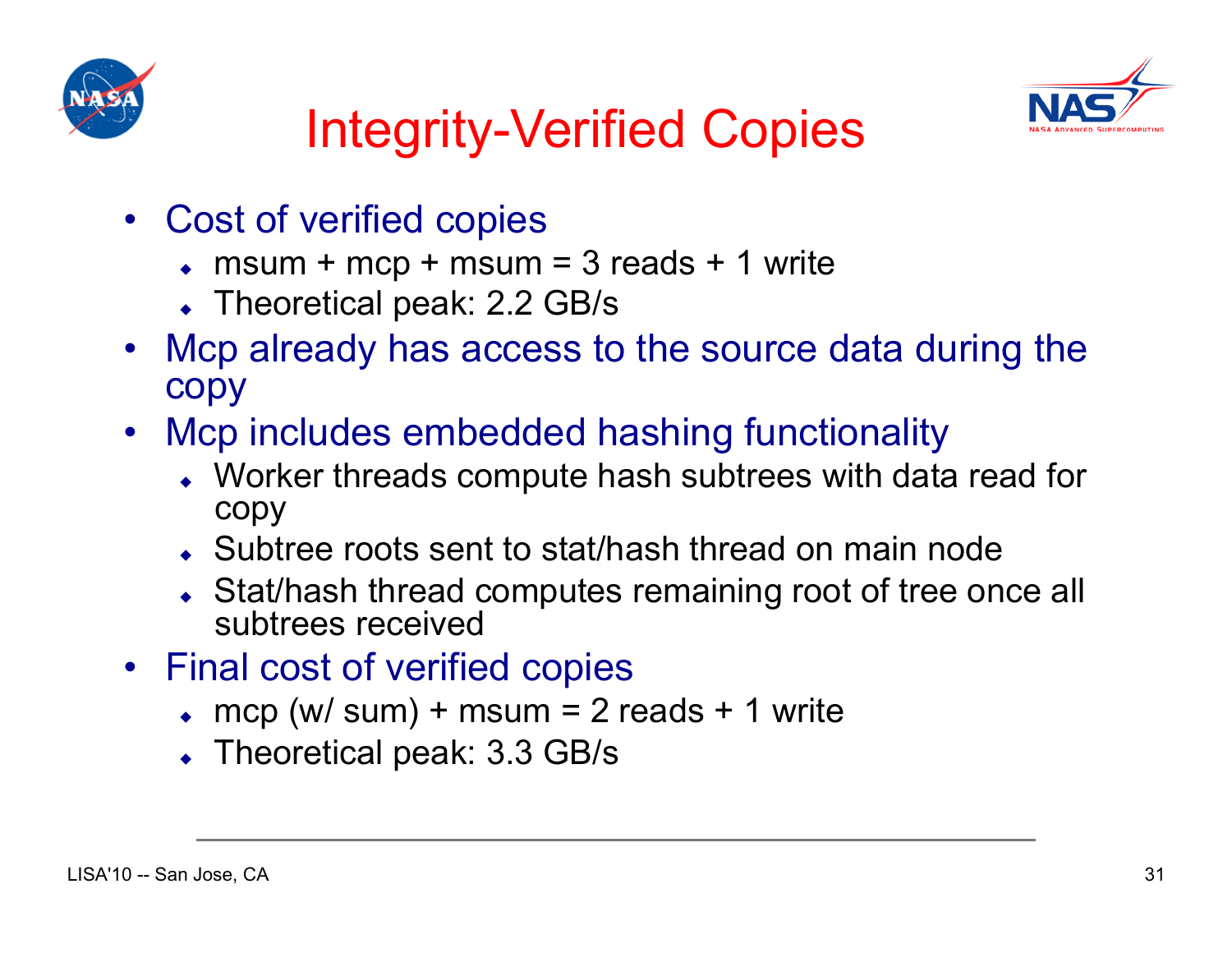# Integrity-Verified Copies

- Cost of verified copies
  - msum + mcp + msum = 3 reads + 1 write
  - Theoretical peak: 2.2 GB/s
- Mcp already has access to the source data during the copy
- Mcp includes embedded hashing functionality
  - Worker threads compute hash subtrees with data read for copy
  - Subtree roots sent to stat/hash thread on main node
  - Stat/hash thread computes remaining root of tree once all subtrees received
- Final cost of verified copies
  - mcp (w/ sum) + msum = 2 reads + 1 write
  - Theoretical peak: 3.3 GB/s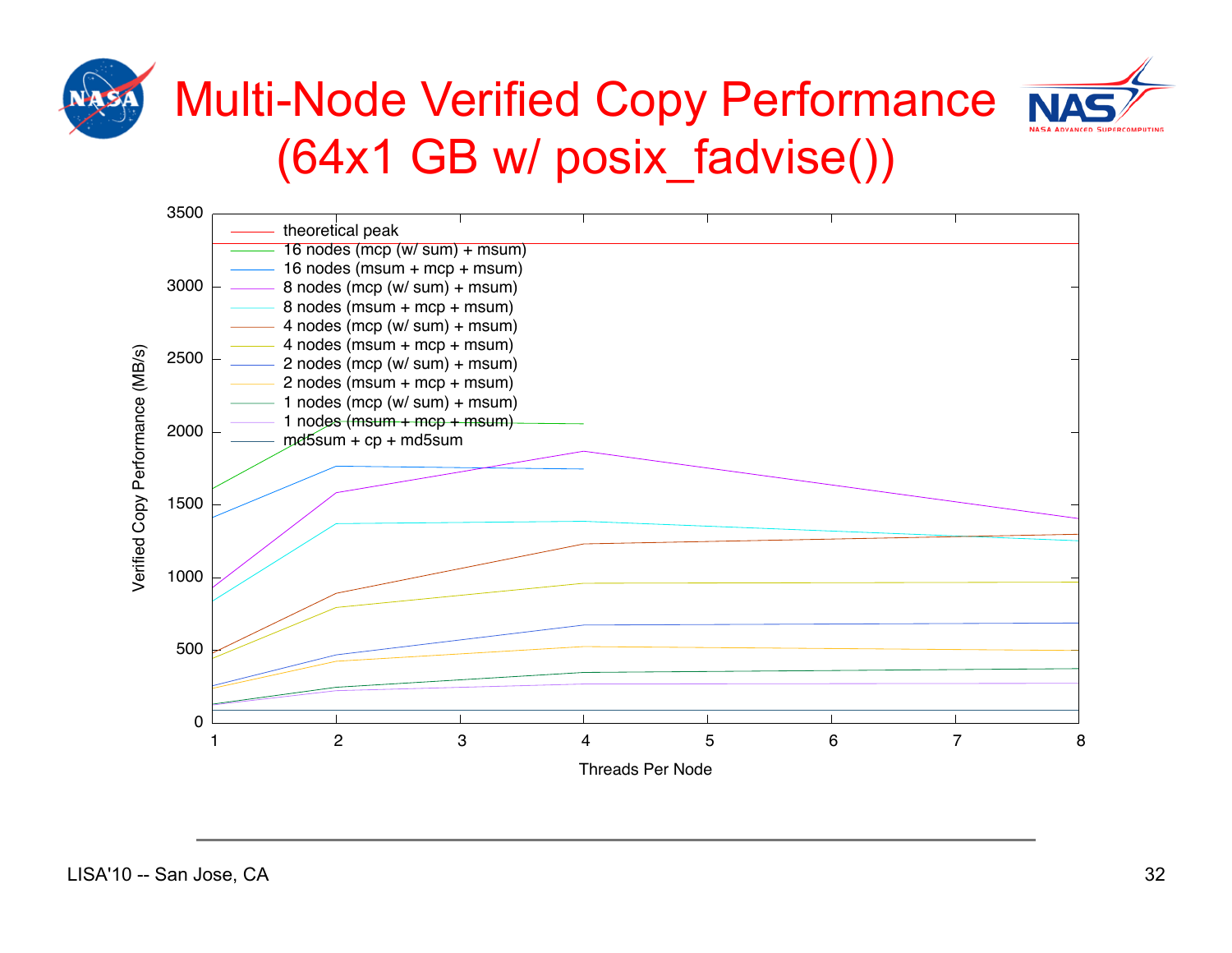# Multi-Node Verified Copy Performance (64x1 GB w/ posix_fadvise())

Verified Copy Performance (MB/s)

- theoretical peak
- 16 nodes (mcp (w/ sum) + msum)
- 16 nodes (msum + mcp + msum)
- 8 nodes (mcp (w/ sum) + msum)
- 8 nodes (msum + mcp + msum)
- 4 nodes (mcp (w/ sum) + msum)
- 4 nodes (msum + mcp + msum)
- 2 nodes (mcp (w/ sum) + msum)
- 2 nodes (msum + mcp + msum)
- 1 nodes (mcp (w/ sum) + msum)
- 1 nodes (msum + mcp + msum)
- md5sum + cp + md5sum

Threads Per Node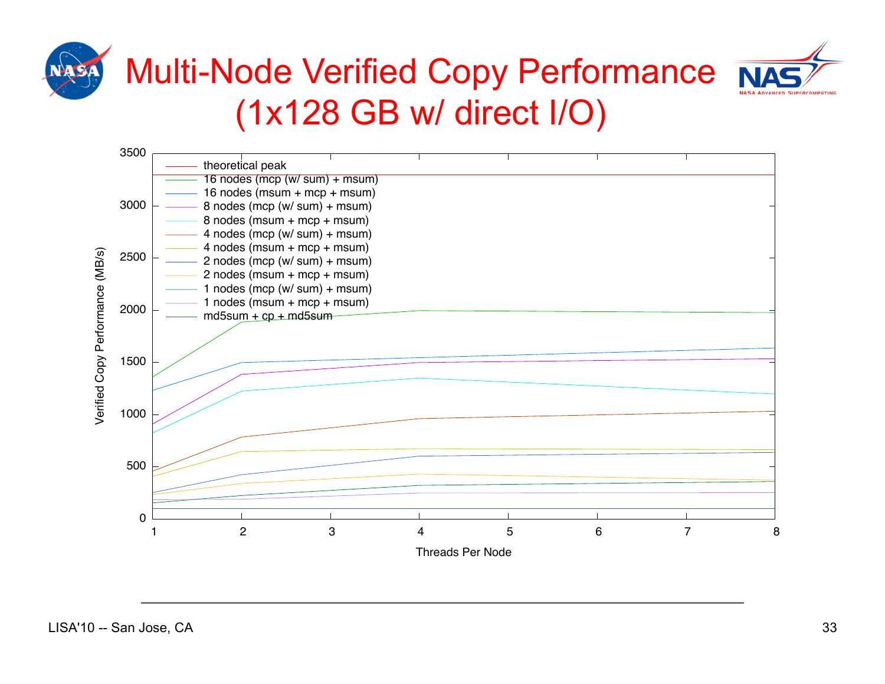# Multi-Node Verified Copy Performance (1x128 GB w/ direct I/O)

Verified Copy Performance (MB/s)

Threads Per Node

- theoretical peak
- 16 nodes (mcp (w/ sum) + msum)
- 16 nodes (msum + mcp + msum)
- 8 nodes (mcp (w/ sum) + msum)
- 8 nodes (msum + mcp + msum)
- 4 nodes (mcp (w/ sum) + msum)
- 4 nodes (msum + mcp + msum)
- 2 nodes (mcp (w/ sum) + msum)
- 2 nodes (msum + mcp + msum)
- 1 nodes (mcp (w/ sum) + msum)
- 1 nodes (msum + mcp + msum)
- md5sum + cp + md5sum

LISA'10 -- San Jose, CA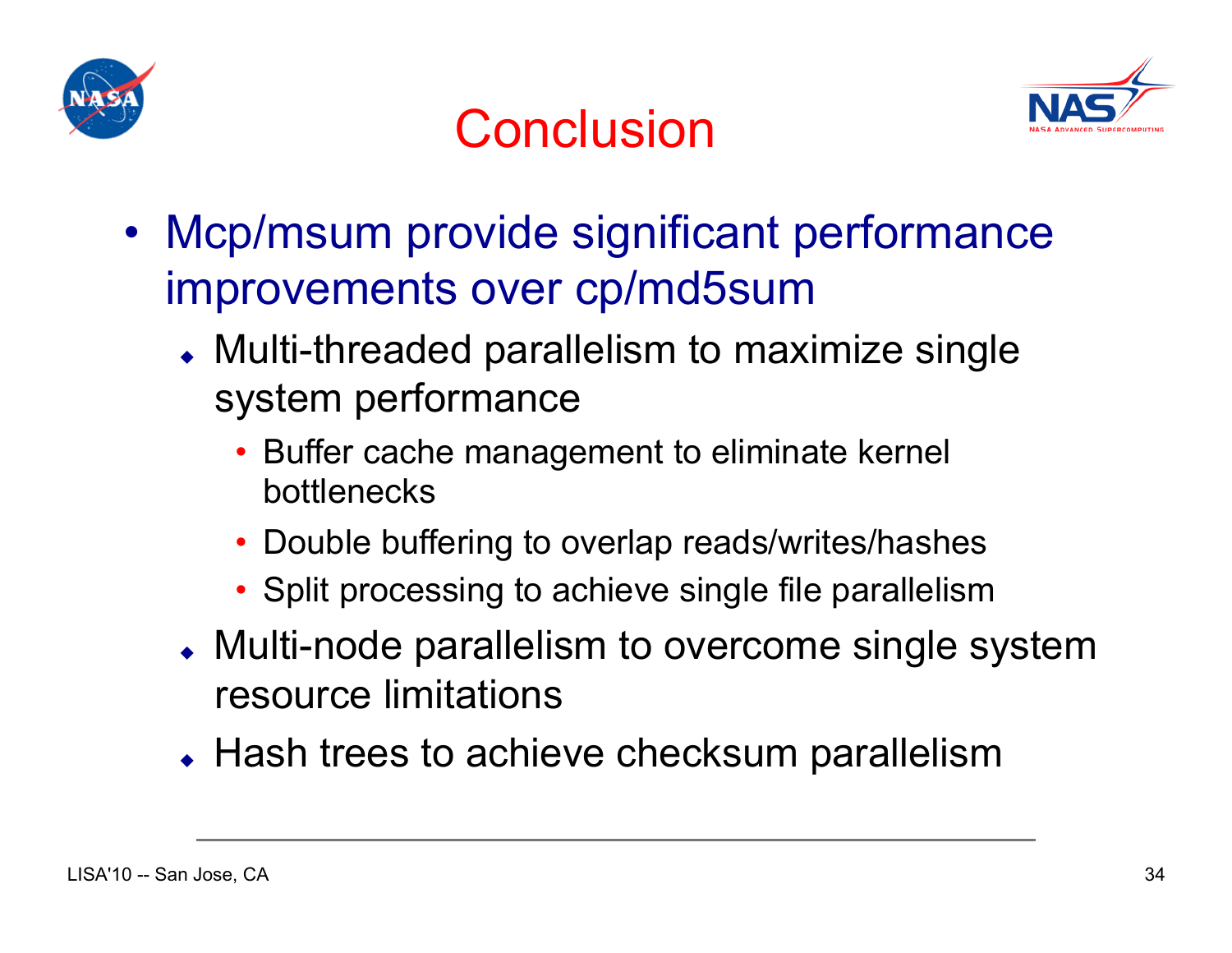# Conclusion

- Mcp/msum provide significant performance improvements over cp/md5sum
  - Multi-threaded parallelism to maximize single system performance
    - Buffer cache management to eliminate kernel bottlenecks
    - Double buffering to overlap reads/writes/hashes
    - Split processing to achieve single file parallelism
  - Multi-node parallelism to overcome single system resource limitations
  - Hash trees to achieve checksum parallelism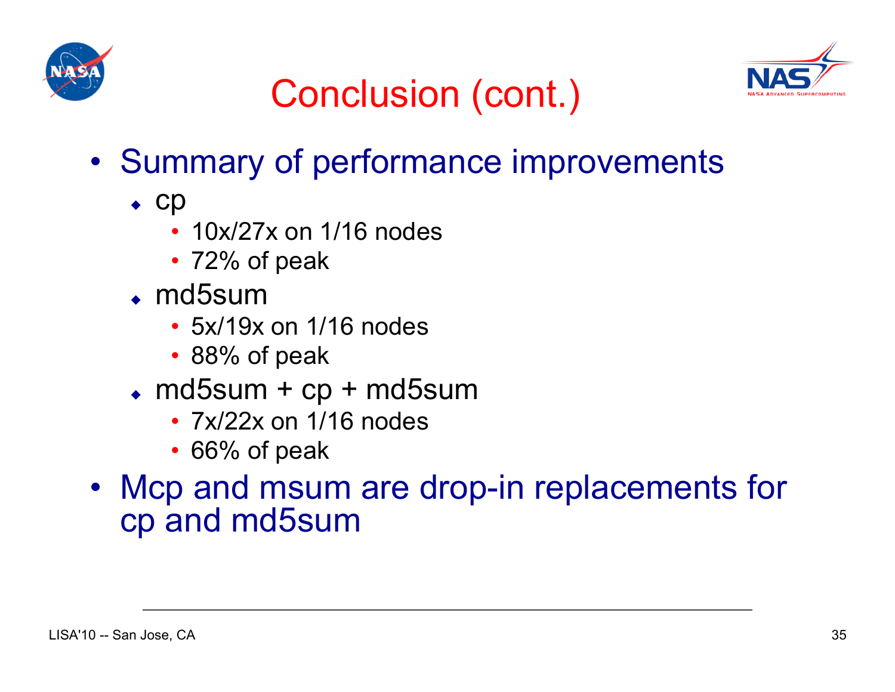# Conclusion (cont.)

- Summary of performance improvements
  - cp
    - 10x/27x on 1/16 nodes
    - 72% of peak
  - md5sum
    - 5x/19x on 1/16 nodes
    - 88% of peak
  - md5sum + cp + md5sum
    - 7x/22x on 1/16 nodes
    - 66% of peak
- Mcp and msum are drop-in replacements for cp and md5sum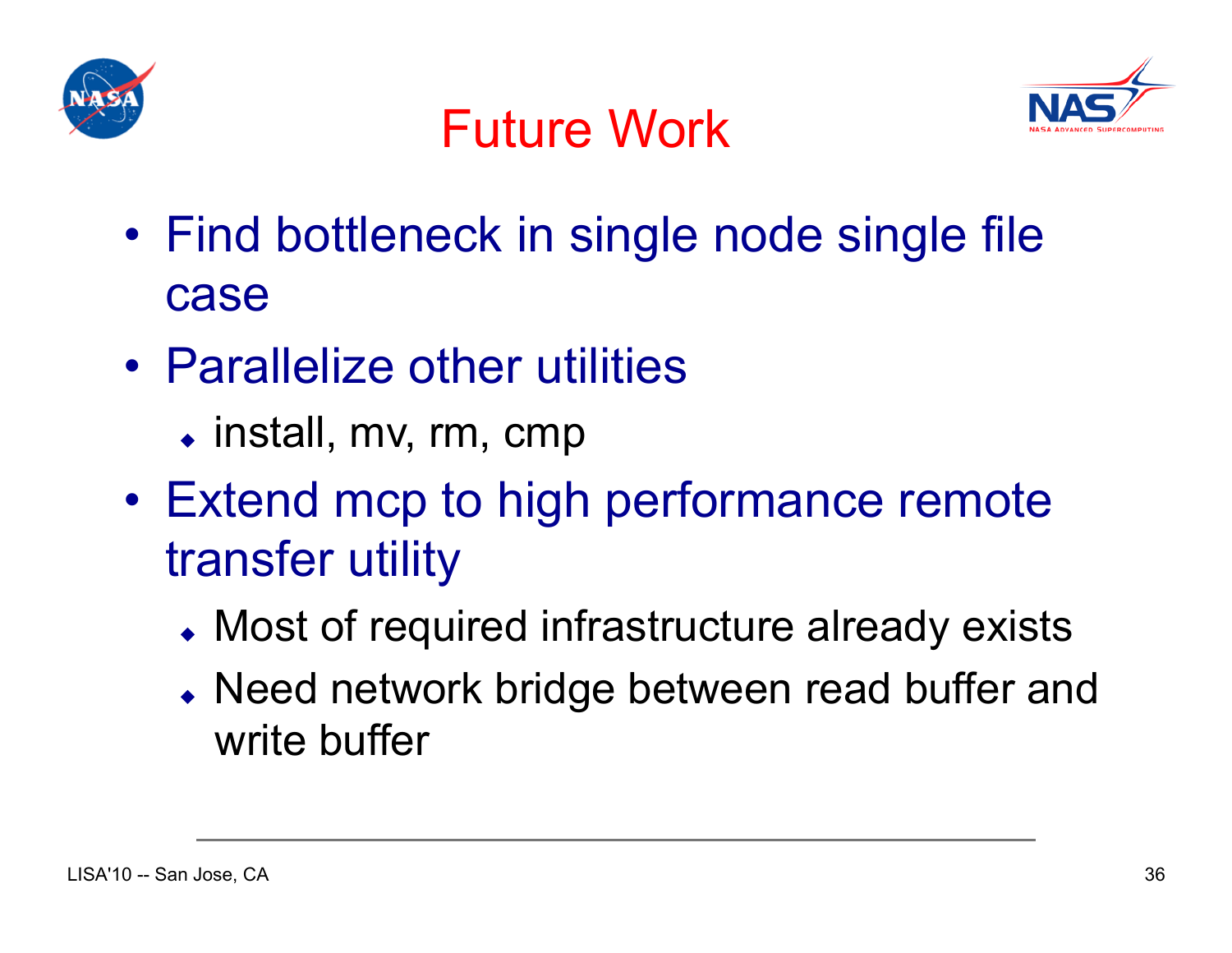# Future Work

- Find bottleneck in single node single file case
- Parallelize other utilities
  - install, mv, rm, cmp
- Extend mcp to high performance remote transfer utility
  - Most of required infrastructure already exists
  - Need network bridge between read buffer and write buffer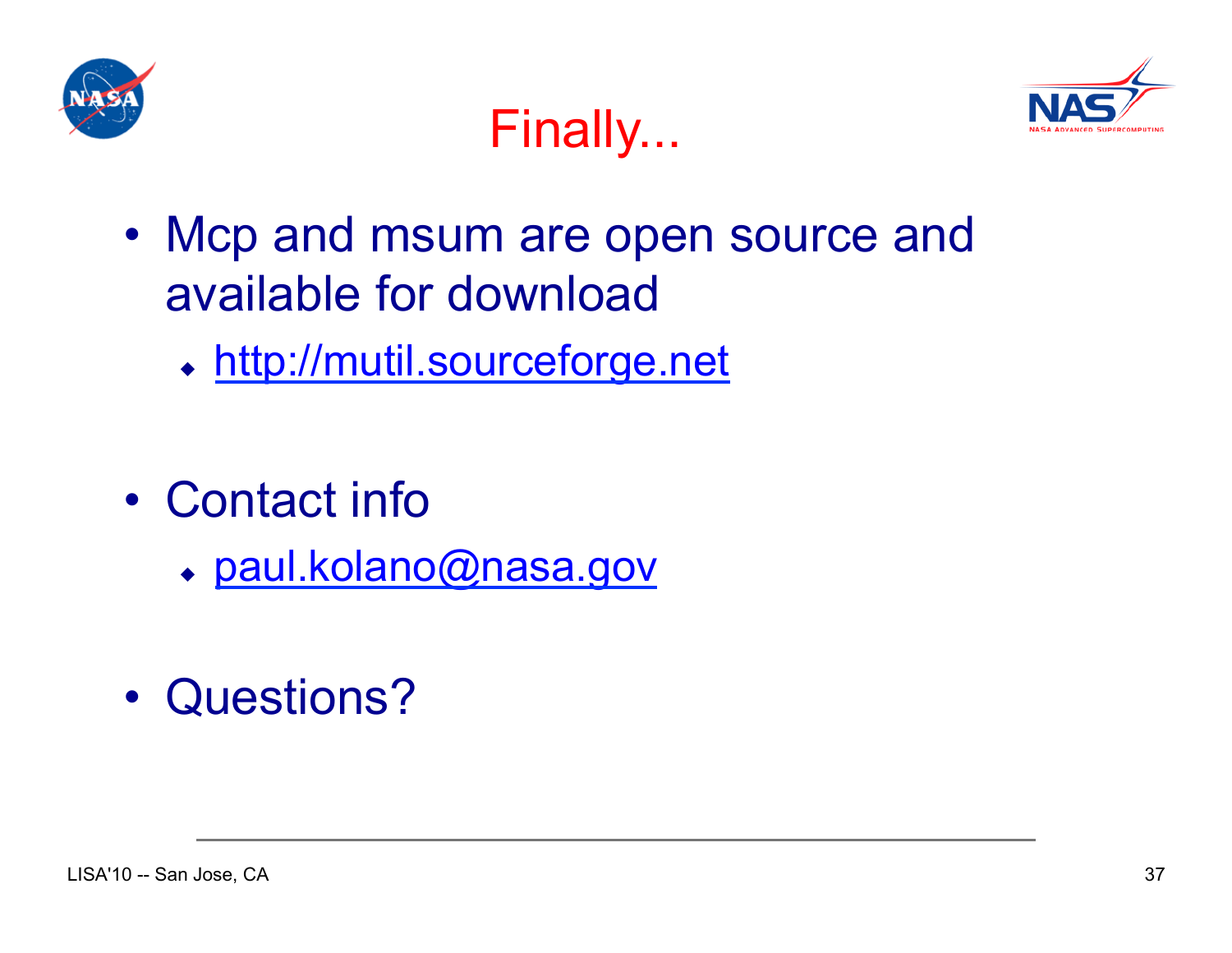# Finally...

- Mcp and msum are open source and available for download
  - http://mutil.sourceforge.net
- Contact info
  - paul.kolano@nasa.gov
- Questions?